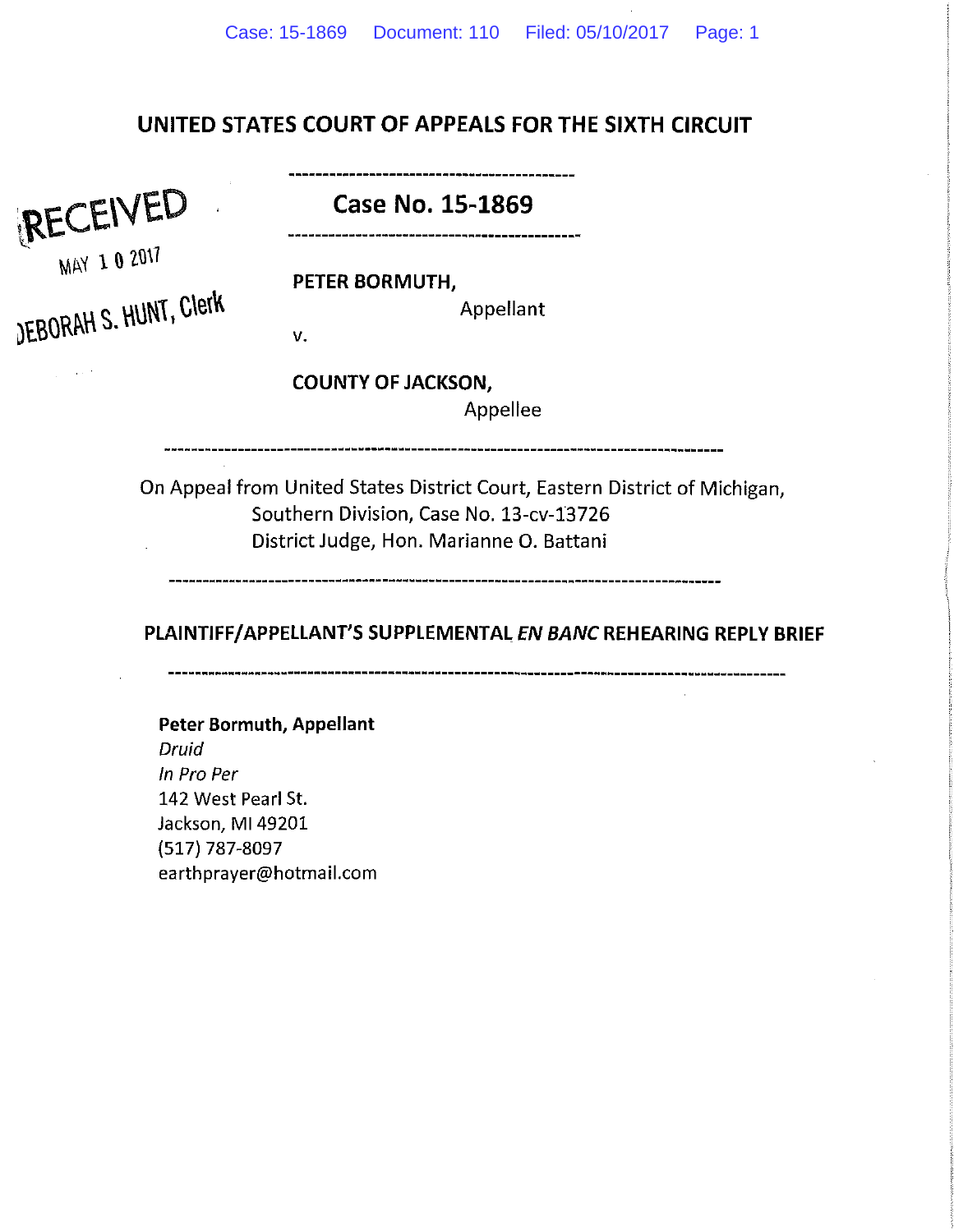# UNITED STATES COURT OF APPEALS FOR THE SIXTH CIRCUIT

RECEIVED
MAY 10 2017
DEBORAH S. HUNT, Clerk

---

## Case No. 15-1869

---

**PETER BORMUTH,**
Appellant

v.

**COUNTY OF JACKSON,**
Appellee

---

On Appeal from United States District Court, Eastern District of Michigan, Southern Division, Case No. 13-cv-13726
District Judge, Hon. Marianne O. Battani

---

## PLAINTIFF/APPELLANT'S SUPPLEMENTAL *EN BANC* REHEARING REPLY BRIEF

---

**Peter Bormuth, Appellant**
*Druid*
*In Pro Per*
142 West Pearl St.
Jackson, MI 49201
(517) 787-8097
earthprayer@hotmail.com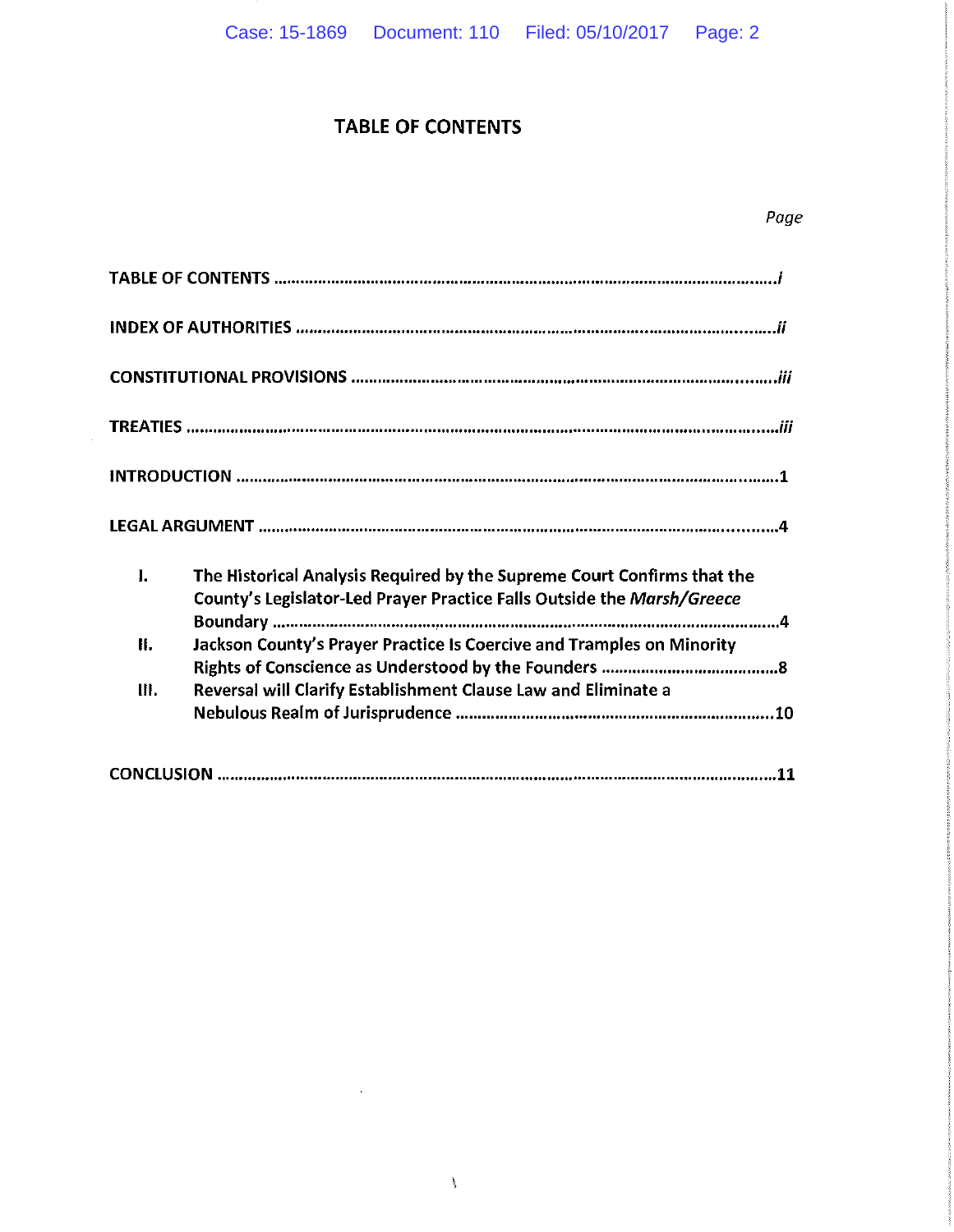# TABLE OF CONTENTS

| | Page |
|---|---|
| TABLE OF CONTENTS | *i* |
| INDEX OF AUTHORITIES | *ii* |
| CONSTITUTIONAL PROVISIONS | *iii* |
| TREATIES | *iii* |
| INTRODUCTION | 1 |
| LEGAL ARGUMENT | 4 |
| I. The Historical Analysis Required by the Supreme Court Confirms that the County's Legislator-Led Prayer Practice Falls Outside the *Marsh/Greece* Boundary | 4 |
| II. Jackson County's Prayer Practice Is Coercive and Tramples on Minority Rights of Conscience as Understood by the Founders | 8 |
| III. Reversal will Clarify Establishment Clause Law and Eliminate a Nebulous Realm of Jurisprudence | 10 |
| CONCLUSION | 11 |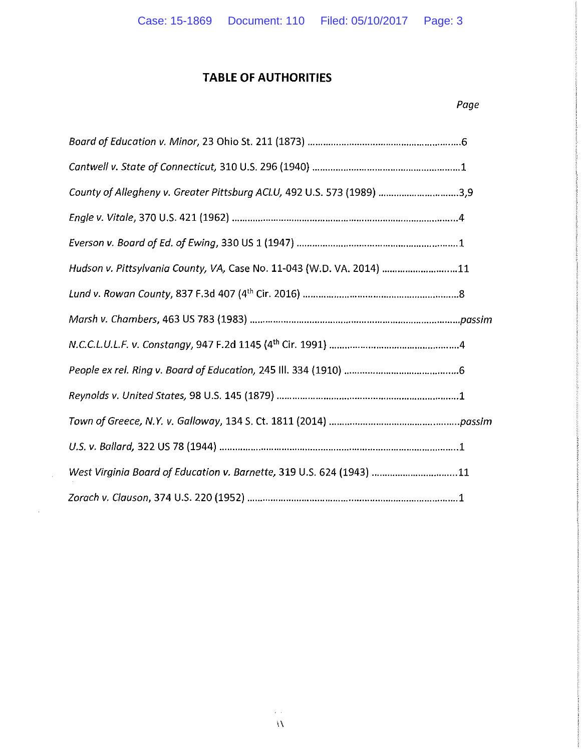# TABLE OF AUTHORITIES

*Page*

*Board of Education v. Minor*, 23 Ohio St. 211 (1873) ....................................................6

*Cantwell v. State of Connecticut*, 310 U.S. 296 (1940) ....................................................1

*County of Allegheny v. Greater Pittsburg ACLU*, 492 U.S. 573 (1989) ............................3,9

*Engle v. Vitale*, 370 U.S. 421 (1962) ....................................................................................4

*Everson v. Board of Ed. of Ewing*, 330 US 1 (1947) ............................................................1

*Hudson v. Pittsylvania County, VA*, Case No. 11-043 (W.D. VA. 2014) ...........................11

*Lund v. Rowan County*, 837 F.3d 407 (4th Cir. 2016) ........................................................8

*Marsh v. Chambers*, 463 US 783 (1983) ........................................................................*passim*

*N.C.C.L.U.L.F. v. Constangy*, 947 F.2d 1145 (4th Cir. 1991) ................................................4

*People ex rel. Ring v. Board of Education*, 245 Ill. 334 (1910) ..........................................6

*Reynolds v. United States*, 98 U.S. 145 (1879) ....................................................................1

*Town of Greece, N.Y. v. Galloway*, 134 S. Ct. 1811 (2014) ............................................*passim*

*U.S. v. Ballard*, 322 US 78 (1944) .........................................................................................1

*West Virginia Board of Education v. Barnette*, 319 U.S. 624 (1943) ................................11

*Zorach v. Clauson*, 374 U.S. 220 (1952) ...............................................................................1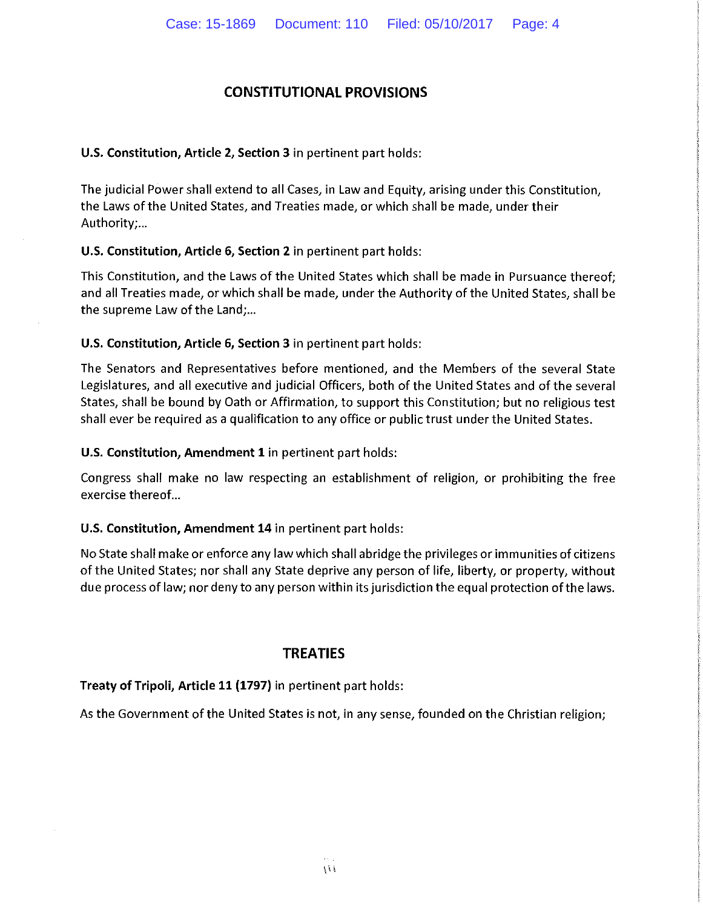## CONSTITUTIONAL PROVISIONS

**U.S. Constitution, Article 2, Section 3** in pertinent part holds:

The judicial Power shall extend to all Cases, in Law and Equity, arising under this Constitution, the Laws of the United States, and Treaties made, or which shall be made, under their Authority;...

**U.S. Constitution, Article 6, Section 2** in pertinent part holds:

This Constitution, and the Laws of the United States which shall be made in Pursuance thereof; and all Treaties made, or which shall be made, under the Authority of the United States, shall be the supreme Law of the Land;...

**U.S. Constitution, Article 6, Section 3** in pertinent part holds:

The Senators and Representatives before mentioned, and the Members of the several State Legislatures, and all executive and judicial Officers, both of the United States and of the several States, shall be bound by Oath or Affirmation, to support this Constitution; but no religious test shall ever be required as a qualification to any office or public trust under the United States.

**U.S. Constitution, Amendment 1** in pertinent part holds:

Congress shall make no law respecting an establishment of religion, or prohibiting the free exercise thereof...

**U.S. Constitution, Amendment 14** in pertinent part holds:

No State shall make or enforce any law which shall abridge the privileges or immunities of citizens of the United States; nor shall any State deprive any person of life, liberty, or property, without due process of law; nor deny to any person within its jurisdiction the equal protection of the laws.

## TREATIES

**Treaty of Tripoli, Article 11 (1797)** in pertinent part holds:

As the Government of the United States is not, in any sense, founded on the Christian religion;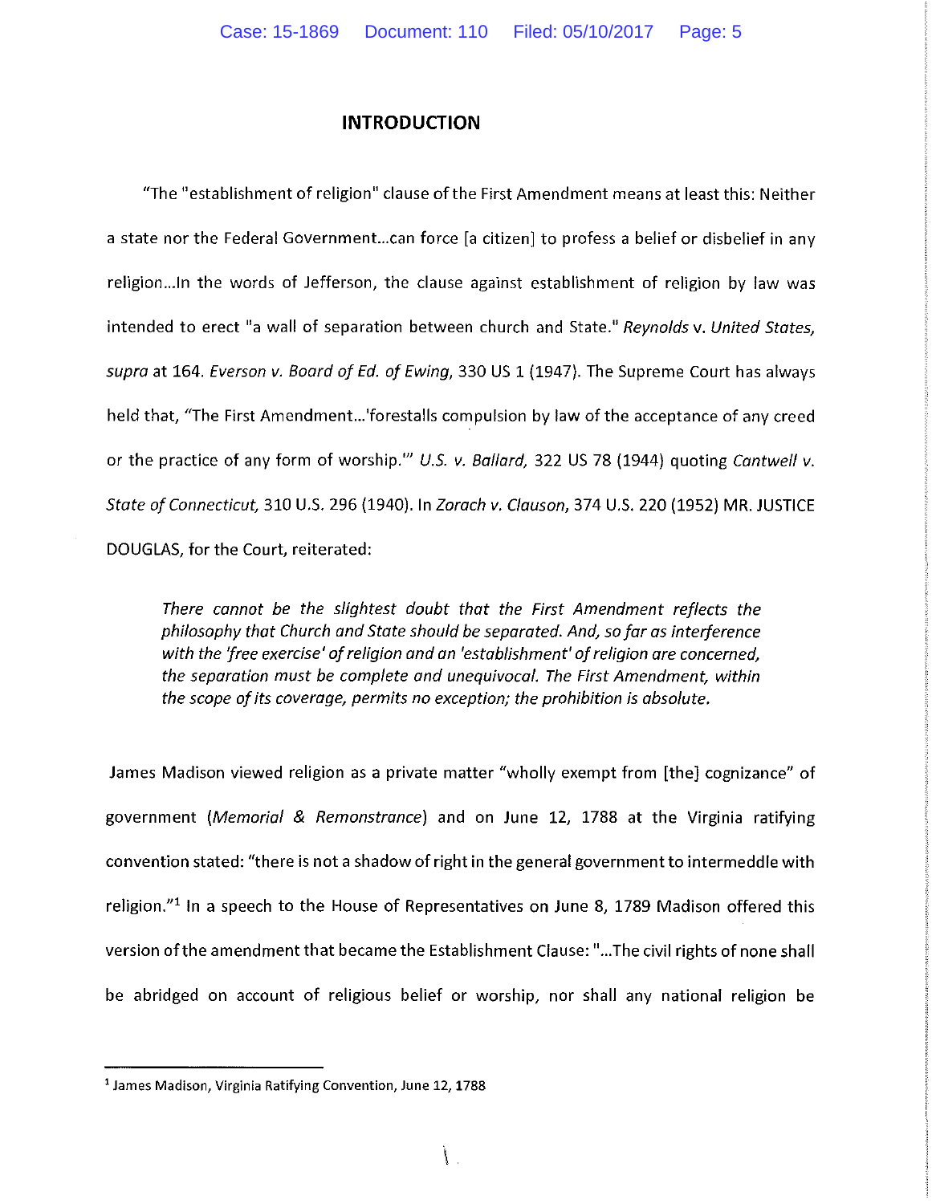## INTRODUCTION

"The "establishment of religion" clause of the First Amendment means at least this: Neither a state nor the Federal Government...can force [a citizen] to profess a belief or disbelief in any religion...In the words of Jefferson, the clause against establishment of religion by law was intended to erect "a wall of separation between church and State." *Reynolds* v. *United States, supra* at 164. *Everson v. Board of Ed. of Ewing*, 330 US 1 (1947). The Supreme Court has always held that, "The First Amendment...'forestalls compulsion by law of the acceptance of any creed or the practice of any form of worship.'" *U.S. v. Ballard,* 322 US 78 (1944) quoting *Cantwell v. State of Connecticut,* 310 U.S. 296 (1940). In *Zorach v. Clauson*, 374 U.S. 220 (1952) MR. JUSTICE DOUGLAS, for the Court, reiterated:

> *There cannot be the slightest doubt that the First Amendment reflects the philosophy that Church and State should be separated. And, so far as interference with the 'free exercise' of religion and an 'establishment' of religion are concerned, the separation must be complete and unequivocal. The First Amendment, within the scope of its coverage, permits no exception; the prohibition is absolute.*

James Madison viewed religion as a private matter "wholly exempt from [the] cognizance" of government (*Memorial & Remonstrance*) and on June 12, 1788 at the Virginia ratifying convention stated: "there is not a shadow of right in the general government to intermeddle with religion."[1] In a speech to the House of Representatives on June 8, 1789 Madison offered this version of the amendment that became the Establishment Clause: "...The civil rights of none shall be abridged on account of religious belief or worship, nor shall any national religion be

---

[1] James Madison, Virginia Ratifying Convention, June 12, 1788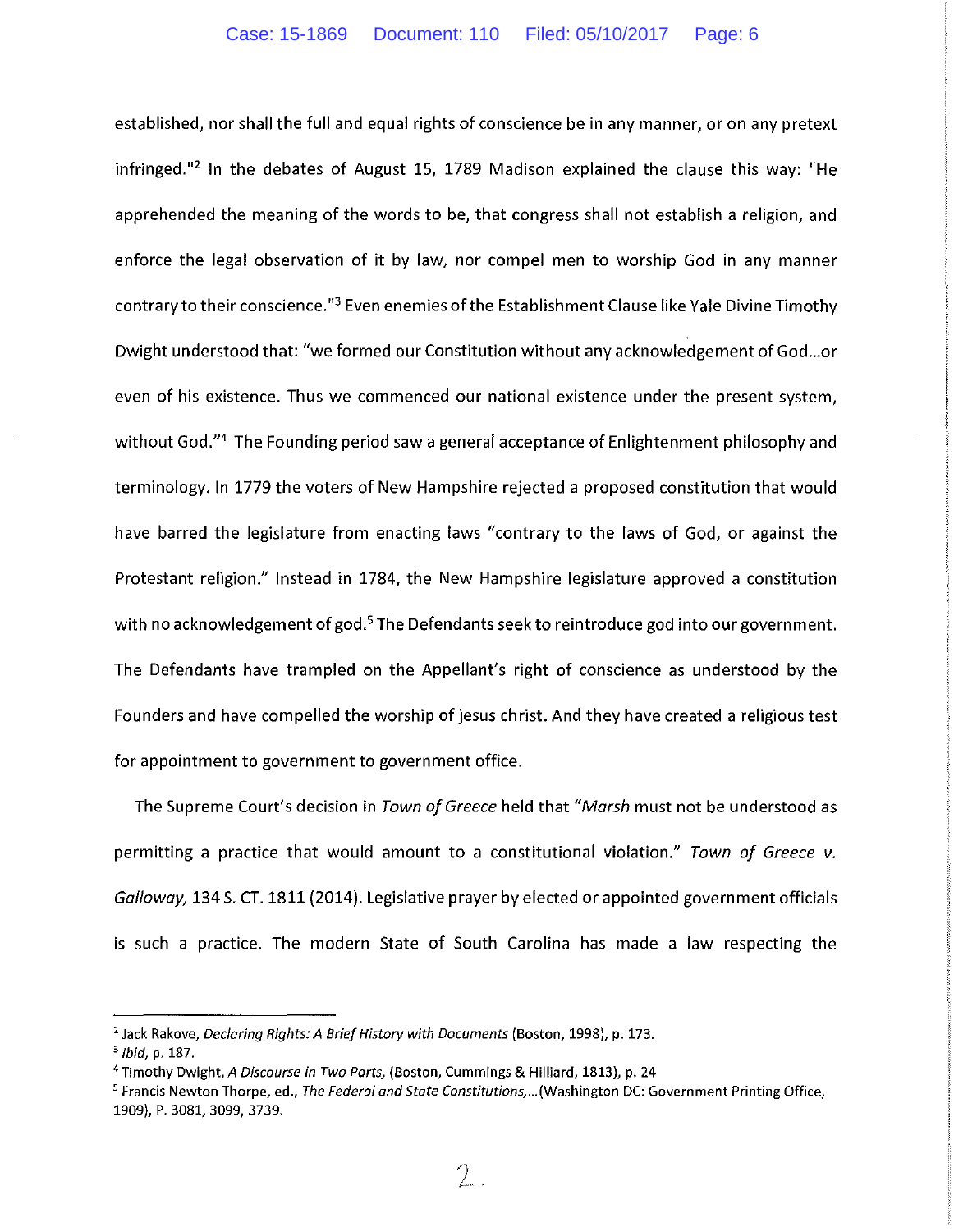established, nor shall the full and equal rights of conscience be in any manner, or on any pretext infringed."[2] In the debates of August 15, 1789 Madison explained the clause this way: "He apprehended the meaning of the words to be, that congress shall not establish a religion, and enforce the legal observation of it by law, nor compel men to worship God in any manner contrary to their conscience."[3] Even enemies of the Establishment Clause like Yale Divine Timothy Dwight understood that: "we formed our Constitution without any acknowledgement of God...or even of his existence. Thus we commenced our national existence under the present system, without God."[4] The Founding period saw a general acceptance of Enlightenment philosophy and terminology. In 1779 the voters of New Hampshire rejected a proposed constitution that would have barred the legislature from enacting laws "contrary to the laws of God, or against the Protestant religion." Instead in 1784, the New Hampshire legislature approved a constitution with no acknowledgement of god.[5] The Defendants seek to reintroduce god into our government. The Defendants have trampled on the Appellant's right of conscience as understood by the Founders and have compelled the worship of jesus christ. And they have created a religious test for appointment to government to government office.

The Supreme Court's decision in *Town of Greece* held that "*Marsh* must not be understood as permitting a practice that would amount to a constitutional violation." *Town of Greece v. Galloway,* 134 S. CT. 1811 (2014). Legislative prayer by elected or appointed government officials is such a practice. The modern State of South Carolina has made a law respecting the

---

[2] Jack Rakove, *Declaring Rights: A Brief History with Documents* (Boston, 1998), p. 173.

[3] *Ibid*, p. 187.

[4] Timothy Dwight, *A Discourse in Two Parts,* (Boston, Cummings & Hilliard, 1813), p. 24

[5] Francis Newton Thorpe, ed., *The Federal and State Constitutions,...*(Washington DC: Government Printing Office, 1909), P. 3081, 3099, 3739.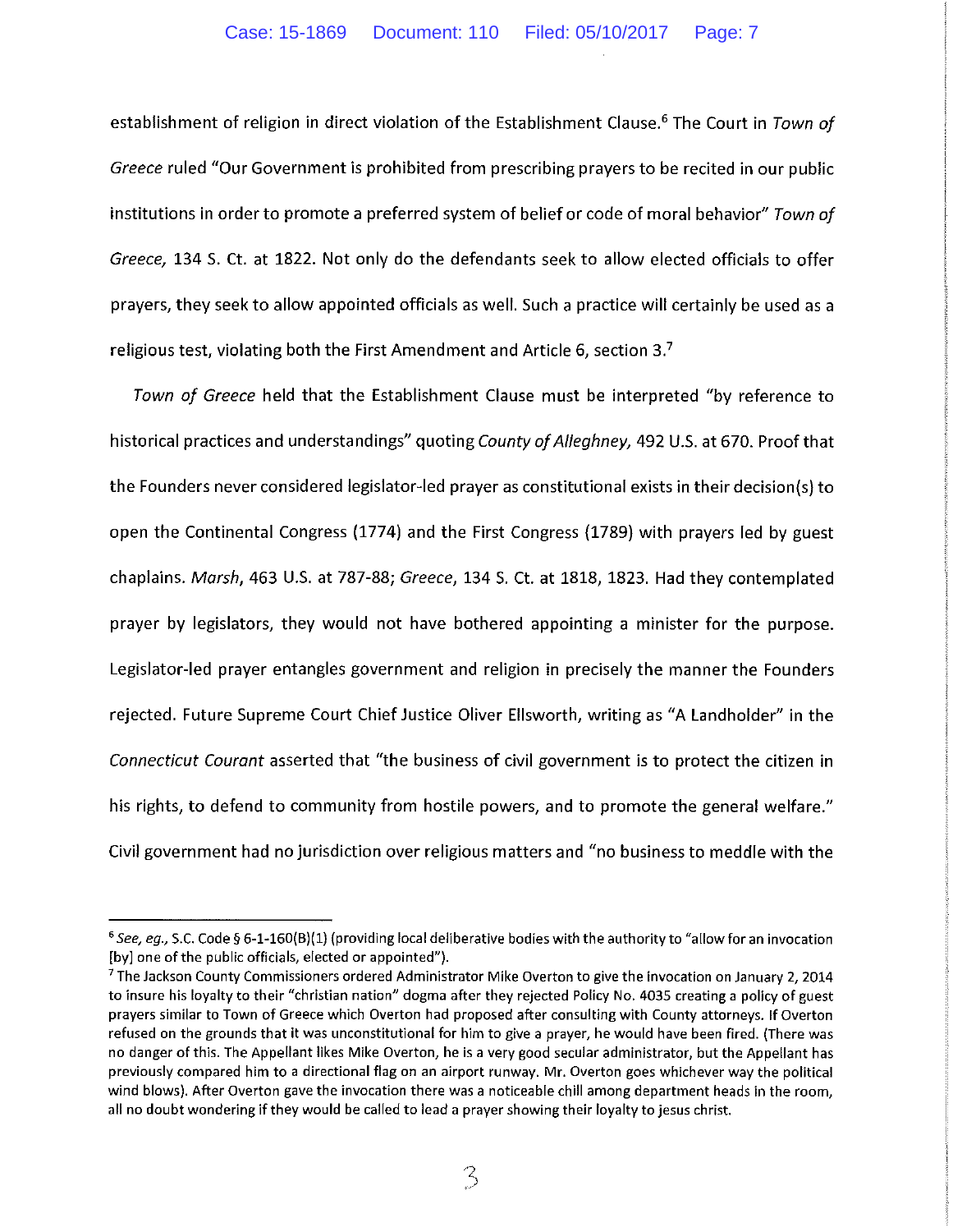establishment of religion in direct violation of the Establishment Clause.[6] The Court in *Town of Greece* ruled "Our Government is prohibited from prescribing prayers to be recited in our public institutions in order to promote a preferred system of belief or code of moral behavior" *Town of Greece,* 134 S. Ct. at 1822. Not only do the defendants seek to allow elected officials to offer prayers, they seek to allow appointed officials as well. Such a practice will certainly be used as a religious test, violating both the First Amendment and Article 6, section 3.[7]

*Town of Greece* held that the Establishment Clause must be interpreted "by reference to historical practices and understandings" quoting *County of Alleghney,* 492 U.S. at 670. Proof that the Founders never considered legislator-led prayer as constitutional exists in their decision(s) to open the Continental Congress (1774) and the First Congress (1789) with prayers led by guest chaplains. *Marsh*, 463 U.S. at 787-88; *Greece*, 134 S. Ct. at 1818, 1823. Had they contemplated prayer by legislators, they would not have bothered appointing a minister for the purpose. Legislator-led prayer entangles government and religion in precisely the manner the Founders rejected. Future Supreme Court Chief Justice Oliver Ellsworth, writing as "A Landholder" in the *Connecticut Courant* asserted that "the business of civil government is to protect the citizen in his rights, to defend to community from hostile powers, and to promote the general welfare." Civil government had no jurisdiction over religious matters and "no business to meddle with the

---

[6] *See, eg.,* S.C. Code § 6-1-160(B)(1) (providing local deliberative bodies with the authority to "allow for an invocation [by] one of the public officials, elected or appointed").

[7] The Jackson County Commissioners ordered Administrator Mike Overton to give the invocation on January 2, 2014 to insure his loyalty to their "christian nation" dogma after they rejected Policy No. 4035 creating a policy of guest prayers similar to Town of Greece which Overton had proposed after consulting with County attorneys. If Overton refused on the grounds that it was unconstitutional for him to give a prayer, he would have been fired. (There was no danger of this. The Appellant likes Mike Overton, he is a very good secular administrator, but the Appellant has previously compared him to a directional flag on an airport runway. Mr. Overton goes whichever way the political wind blows). After Overton gave the invocation there was a noticeable chill among department heads in the room, all no doubt wondering if they would be called to lead a prayer showing their loyalty to jesus christ.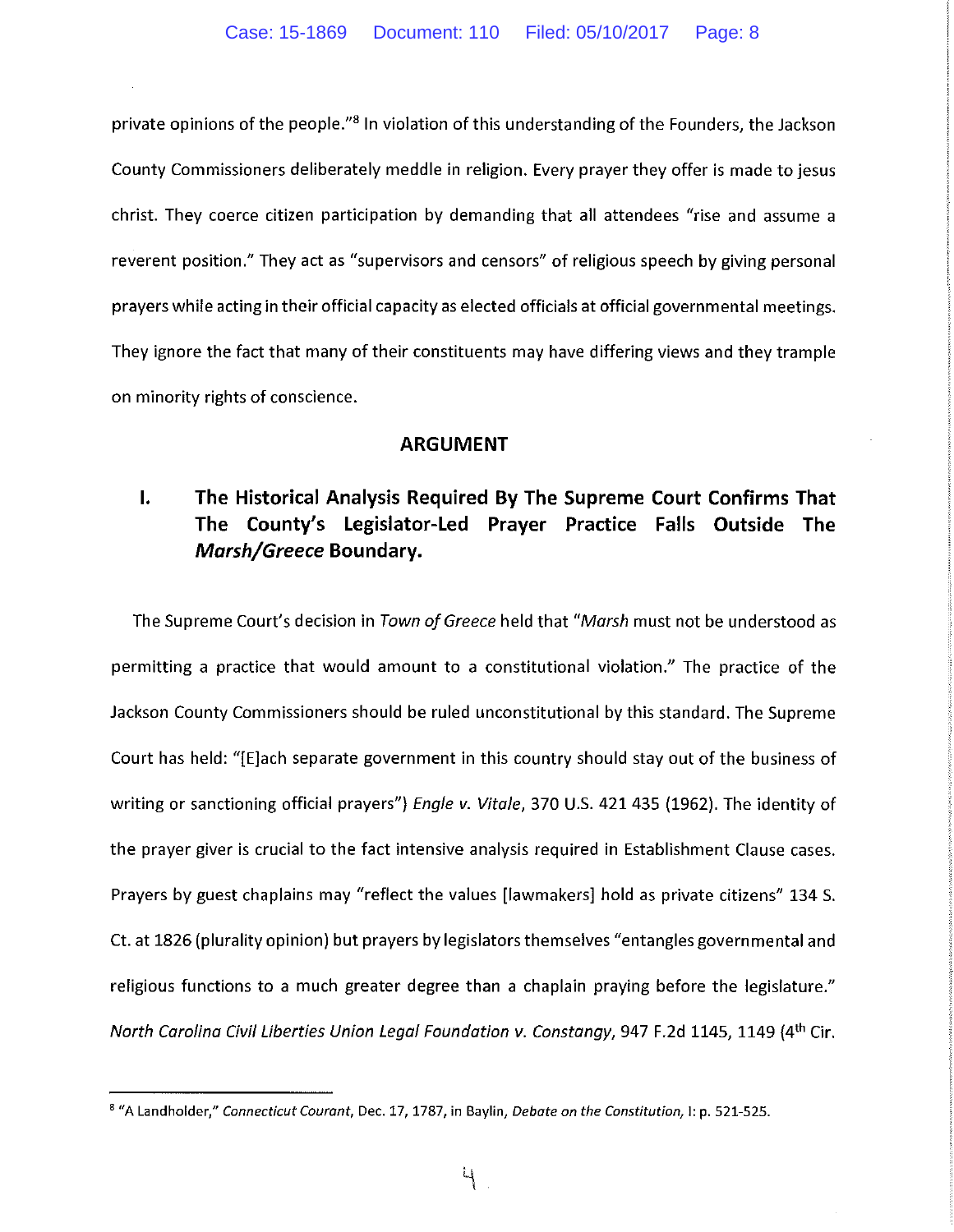private opinions of the people."[8] In violation of this understanding of the Founders, the Jackson County Commissioners deliberately meddle in religion. Every prayer they offer is made to jesus christ. They coerce citizen participation by demanding that all attendees "rise and assume a reverent position." They act as "supervisors and censors" of religious speech by giving personal prayers while acting in their official capacity as elected officials at official governmental meetings. They ignore the fact that many of their constituents may have differing views and they trample on minority rights of conscience.

## ARGUMENT

### I. The Historical Analysis Required By The Supreme Court Confirms That The County's Legislator-Led Prayer Practice Falls Outside The *Marsh/Greece* Boundary.

The Supreme Court's decision in *Town of Greece* held that "*Marsh* must not be understood as permitting a practice that would amount to a constitutional violation." The practice of the Jackson County Commissioners should be ruled unconstitutional by this standard. The Supreme Court has held: "[E]ach separate government in this country should stay out of the business of writing or sanctioning official prayers") *Engle v. Vitale*, 370 U.S. 421 435 (1962). The identity of the prayer giver is crucial to the fact intensive analysis required in Establishment Clause cases. Prayers by guest chaplains may "reflect the values [lawmakers] hold as private citizens" 134 S. Ct. at 1826 (plurality opinion) but prayers by legislators themselves "entangles governmental and religious functions to a much greater degree than a chaplain praying before the legislature." *North Carolina Civil Liberties Union Legal Foundation v. Constangy*, 947 F.2d 1145, 1149 (4th Cir.

---

[8] "A Landholder," *Connecticut Courant*, Dec. 17, 1787, in Baylin, *Debate on the Constitution*, I: p. 521-525.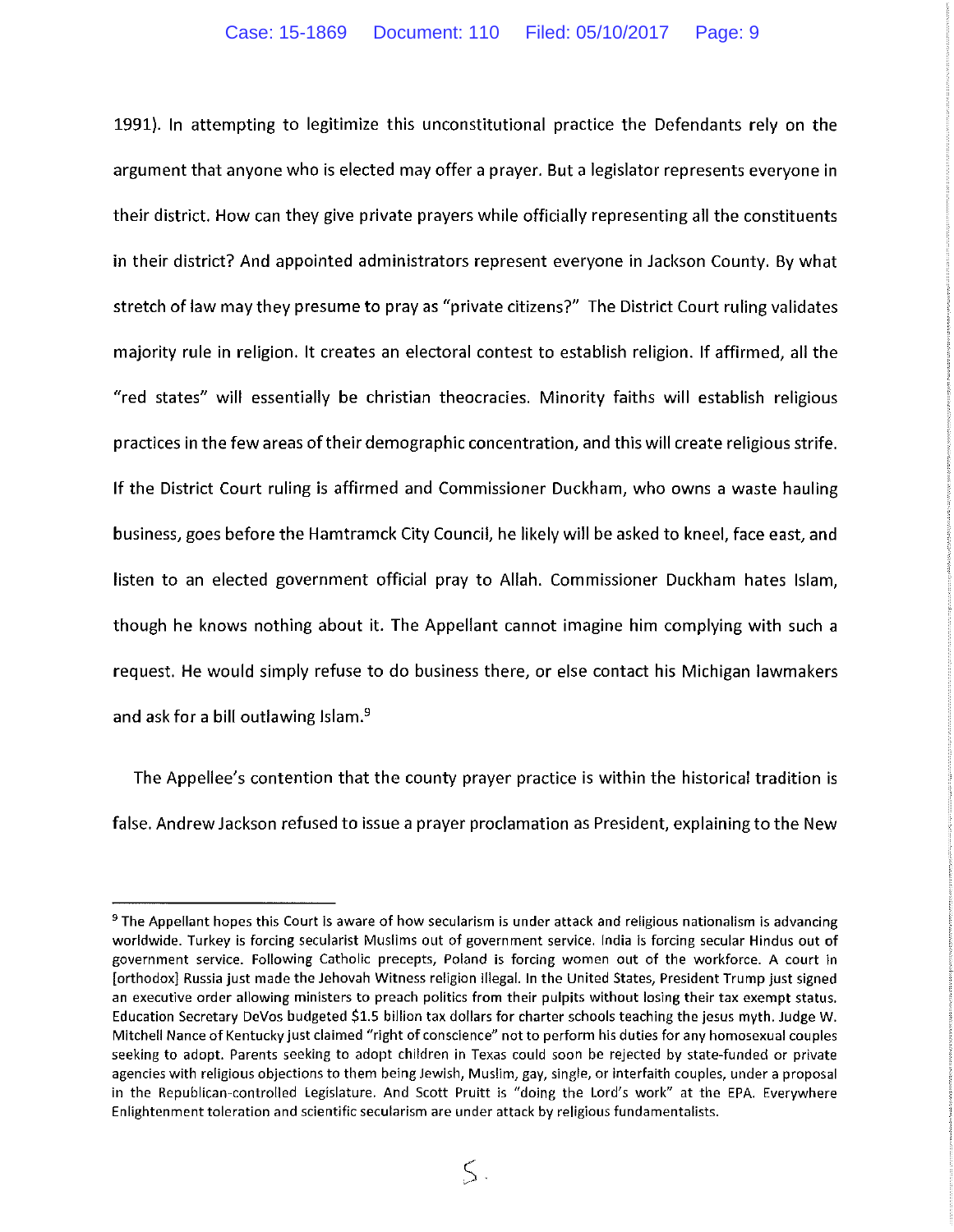1991). In attempting to legitimize this unconstitutional practice the Defendants rely on the argument that anyone who is elected may offer a prayer. But a legislator represents everyone in their district. How can they give private prayers while officially representing all the constituents in their district? And appointed administrators represent everyone in Jackson County. By what stretch of law may they presume to pray as "private citizens?" The District Court ruling validates majority rule in religion. It creates an electoral contest to establish religion. If affirmed, all the "red states" will essentially be christian theocracies. Minority faiths will establish religious practices in the few areas of their demographic concentration, and this will create religious strife. If the District Court ruling is affirmed and Commissioner Duckham, who owns a waste hauling business, goes before the Hamtramck City Council, he likely will be asked to kneel, face east, and listen to an elected government official pray to Allah. Commissioner Duckham hates Islam, though he knows nothing about it. The Appellant cannot imagine him complying with such a request. He would simply refuse to do business there, or else contact his Michigan lawmakers and ask for a bill outlawing Islam.[9]

The Appellee's contention that the county prayer practice is within the historical tradition is false. Andrew Jackson refused to issue a prayer proclamation as President, explaining to the New

---

[9] The Appellant hopes this Court is aware of how secularism is under attack and religious nationalism is advancing worldwide. Turkey is forcing secularist Muslims out of government service. India is forcing secular Hindus out of government service. Following Catholic precepts, Poland is forcing women out of the workforce. A court in [orthodox] Russia just made the Jehovah Witness religion illegal. In the United States, President Trump just signed an executive order allowing ministers to preach politics from their pulpits without losing their tax exempt status. Education Secretary DeVos budgeted $1.5 billion tax dollars for charter schools teaching the jesus myth. Judge W. Mitchell Nance of Kentucky just claimed "right of conscience" not to perform his duties for any homosexual couples seeking to adopt. Parents seeking to adopt children in Texas could soon be rejected by state-funded or private agencies with religious objections to them being Jewish, Muslim, gay, single, or interfaith couples, under a proposal in the Republican-controlled Legislature. And Scott Pruitt is "doing the Lord's work" at the EPA. Everywhere Enlightenment toleration and scientific secularism are under attack by religious fundamentalists.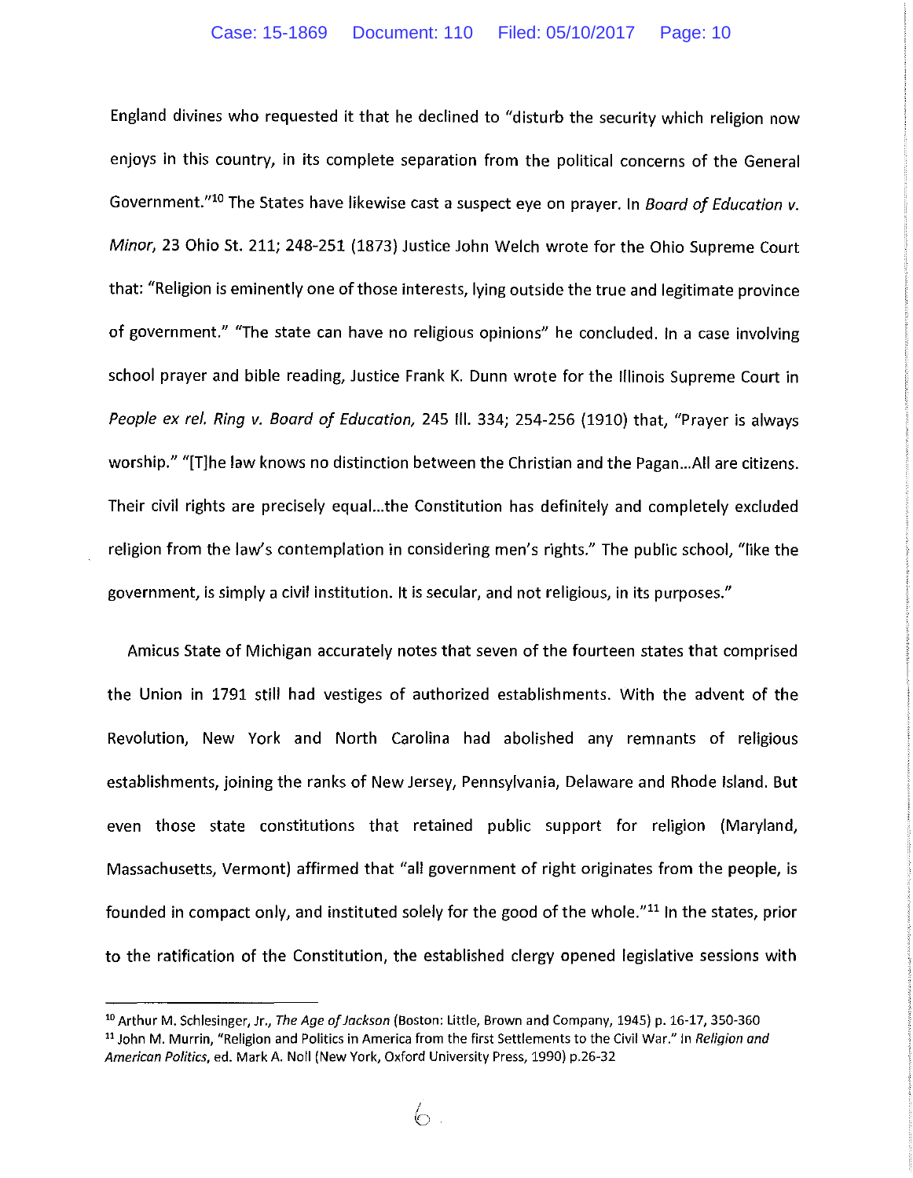England divines who requested it that he declined to "disturb the security which religion now enjoys in this country, in its complete separation from the political concerns of the General Government."[10] The States have likewise cast a suspect eye on prayer. In *Board of Education v. Minor*, 23 Ohio St. 211; 248-251 (1873) Justice John Welch wrote for the Ohio Supreme Court that: "Religion is eminently one of those interests, lying outside the true and legitimate province of government." "The state can have no religious opinions" he concluded. In a case involving school prayer and bible reading, Justice Frank K. Dunn wrote for the Illinois Supreme Court in *People ex rel. Ring v. Board of Education*, 245 Ill. 334; 254-256 (1910) that, "Prayer is always worship." "[T]he law knows no distinction between the Christian and the Pagan...All are citizens. Their civil rights are precisely equal...the Constitution has definitely and completely excluded religion from the law's contemplation in considering men's rights." The public school, "like the government, is simply a civil institution. It is secular, and not religious, in its purposes."

Amicus State of Michigan accurately notes that seven of the fourteen states that comprised the Union in 1791 still had vestiges of authorized establishments. With the advent of the Revolution, New York and North Carolina had abolished any remnants of religious establishments, joining the ranks of New Jersey, Pennsylvania, Delaware and Rhode Island. But even those state constitutions that retained public support for religion (Maryland, Massachusetts, Vermont) affirmed that "all government of right originates from the people, is founded in compact only, and instituted solely for the good of the whole."[11] In the states, prior to the ratification of the Constitution, the established clergy opened legislative sessions with

---

[10] Arthur M. Schlesinger, Jr., *The Age of Jackson* (Boston: Little, Brown and Company, 1945) p. 16-17, 350-360

[11] John M. Murrin, "Religion and Politics in America from the first Settlements to the Civil War." In *Religion and American Politics*, ed. Mark A. Noll (New York, Oxford University Press, 1990) p.26-32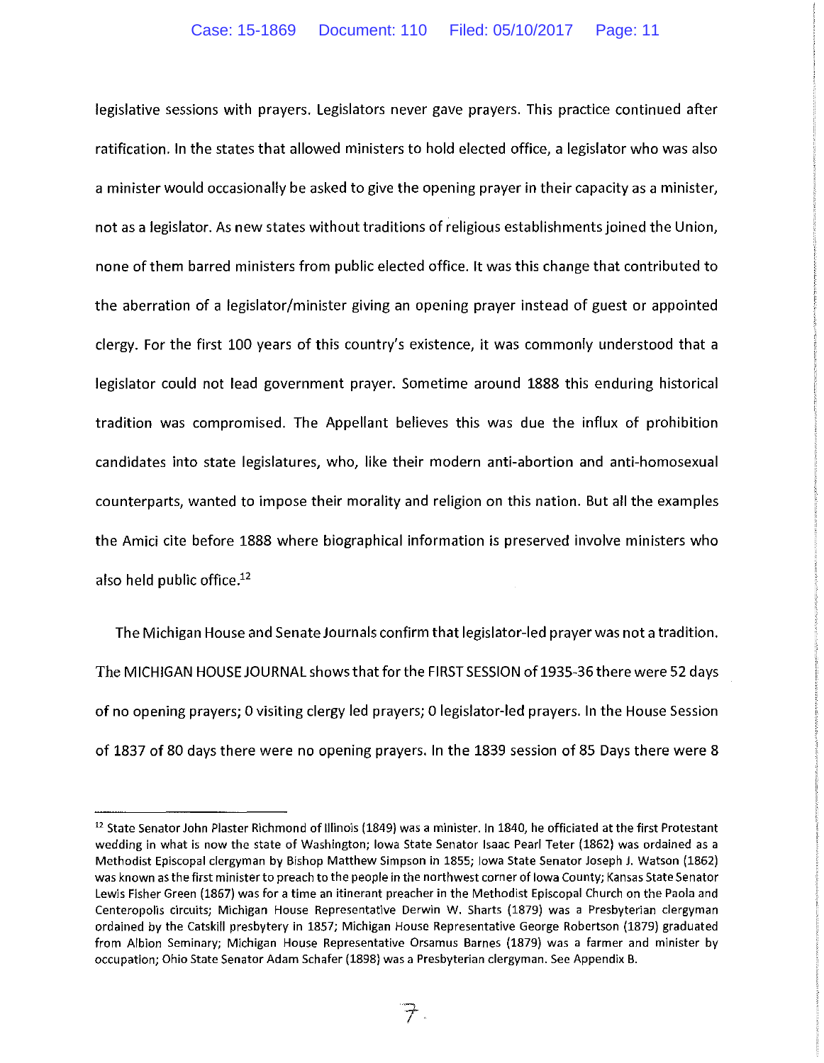legislative sessions with prayers. Legislators never gave prayers. This practice continued after ratification. In the states that allowed ministers to hold elected office, a legislator who was also a minister would occasionally be asked to give the opening prayer in their capacity as a minister, not as a legislator. As new states without traditions of religious establishments joined the Union, none of them barred ministers from public elected office. It was this change that contributed to the aberration of a legislator/minister giving an opening prayer instead of guest or appointed clergy. For the first 100 years of this country's existence, it was commonly understood that a legislator could not lead government prayer. Sometime around 1888 this enduring historical tradition was compromised. The Appellant believes this was due the influx of prohibition candidates into state legislatures, who, like their modern anti-abortion and anti-homosexual counterparts, wanted to impose their morality and religion on this nation. But all the examples the Amici cite before 1888 where biographical information is preserved involve ministers who also held public office.[12]

The Michigan House and Senate Journals confirm that legislator-led prayer was not a tradition. The MICHIGAN HOUSE JOURNAL shows that for the FIRST SESSION of 1935-36 there were 52 days of no opening prayers; 0 visiting clergy led prayers; 0 legislator-led prayers. In the House Session of 1837 of 80 days there were no opening prayers. In the 1839 session of 85 Days there were 8

---

[12] State Senator John Plaster Richmond of Illinois (1849) was a minister. In 1840, he officiated at the first Protestant wedding in what is now the state of Washington; Iowa State Senator Isaac Pearl Teter (1862) was ordained as a Methodist Episcopal clergyman by Bishop Matthew Simpson in 1855; Iowa State Senator Joseph J. Watson (1862) was known as the first minister to preach to the people in the northwest corner of Iowa County; Kansas State Senator Lewis Fisher Green (1867) was for a time an itinerant preacher in the Methodist Episcopal Church on the Paola and Centeropolis circuits; Michigan House Representative Derwin W. Sharts (1879) was a Presbyterian clergyman ordained by the Catskill presbytery in 1857; Michigan House Representative George Robertson (1879) graduated from Albion Seminary; Michigan House Representative Orsamus Barnes (1879) was a farmer and minister by occupation; Ohio State Senator Adam Schafer (1898) was a Presbyterian clergyman. See Appendix B.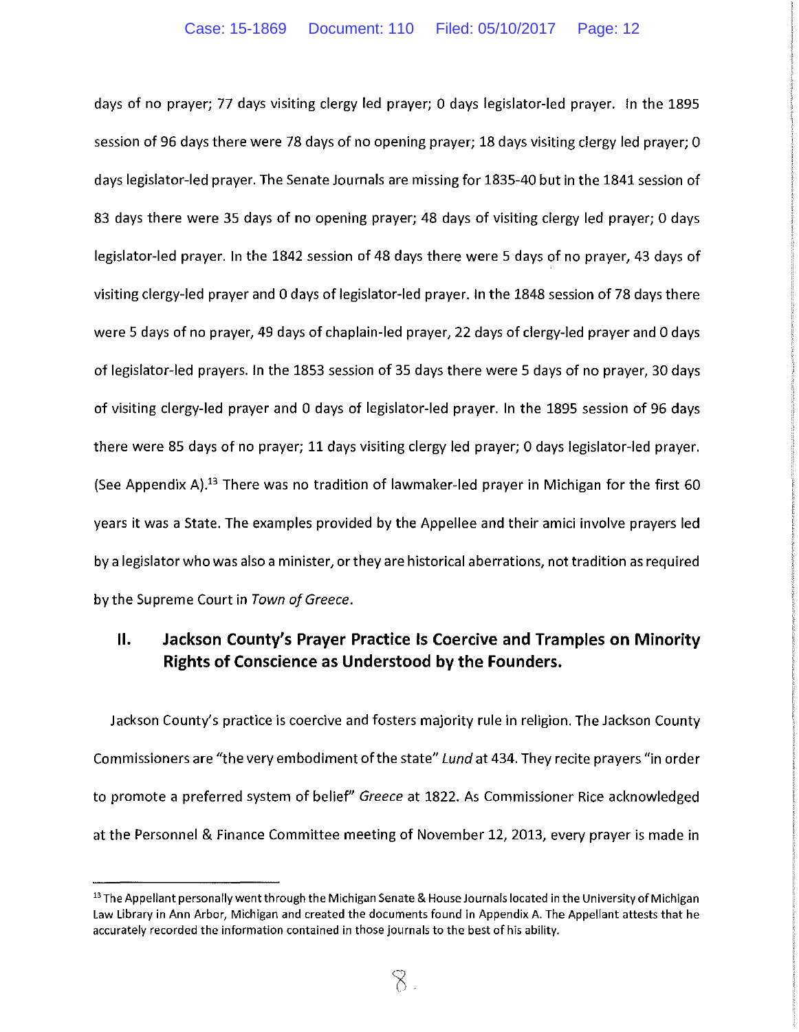days of no prayer; 77 days visiting clergy led prayer; 0 days legislator-led prayer. In the 1895 session of 96 days there were 78 days of no opening prayer; 18 days visiting clergy led prayer; 0 days legislator-led prayer. The Senate Journals are missing for 1835-40 but in the 1841 session of 83 days there were 35 days of no opening prayer; 48 days of visiting clergy led prayer; 0 days legislator-led prayer. In the 1842 session of 48 days there were 5 days of no prayer, 43 days of visiting clergy-led prayer and 0 days of legislator-led prayer. In the 1848 session of 78 days there were 5 days of no prayer, 49 days of chaplain-led prayer, 22 days of clergy-led prayer and 0 days of legislator-led prayers. In the 1853 session of 35 days there were 5 days of no prayer, 30 days of visiting clergy-led prayer and 0 days of legislator-led prayer. In the 1895 session of 96 days there were 85 days of no prayer; 11 days visiting clergy led prayer; 0 days legislator-led prayer. (See Appendix A).[13] There was no tradition of lawmaker-led prayer in Michigan for the first 60 years it was a State. The examples provided by the Appellee and their amici involve prayers led by a legislator who was also a minister, or they are historical aberrations, not tradition as required by the Supreme Court in *Town of Greece*.

## II. Jackson County's Prayer Practice Is Coercive and Tramples on Minority Rights of Conscience as Understood by the Founders.

Jackson County's practice is coercive and fosters majority rule in religion. The Jackson County Commissioners are "the very embodiment of the state" *Lund* at 434. They recite prayers "in order to promote a preferred system of belief" *Greece* at 1822. As Commissioner Rice acknowledged at the Personnel & Finance Committee meeting of November 12, 2013, every prayer is made in

[13] The Appellant personally went through the Michigan Senate & House Journals located in the University of Michigan Law Library in Ann Arbor, Michigan and created the documents found in Appendix A. The Appellant attests that he accurately recorded the information contained in those journals to the best of his ability.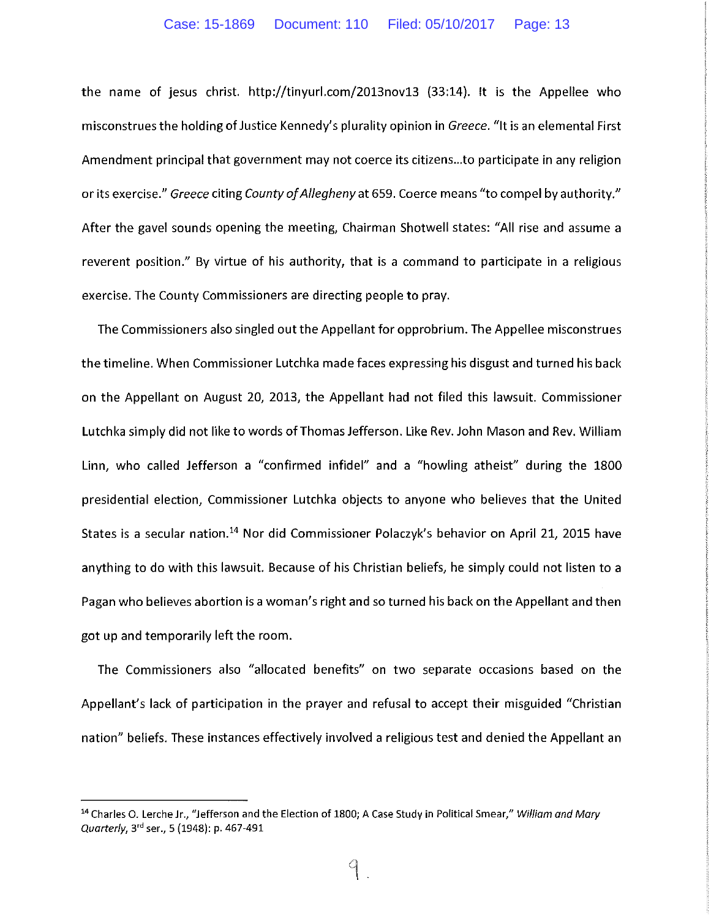the name of jesus christ. http://tinyurl.com/2013nov13 (33:14). It is the Appellee who misconstrues the holding of Justice Kennedy's plurality opinion in *Greece*. "It is an elemental First Amendment principal that government may not coerce its citizens...to participate in any religion or its exercise." *Greece* citing *County of Allegheny* at 659. Coerce means "to compel by authority." After the gavel sounds opening the meeting, Chairman Shotwell states: "All rise and assume a reverent position." By virtue of his authority, that is a command to participate in a religious exercise. The County Commissioners are directing people to pray.

The Commissioners also singled out the Appellant for opprobrium. The Appellee misconstrues the timeline. When Commissioner Lutchka made faces expressing his disgust and turned his back on the Appellant on August 20, 2013, the Appellant had not filed this lawsuit. Commissioner Lutchka simply did not like to words of Thomas Jefferson. Like Rev. John Mason and Rev. William Linn, who called Jefferson a "confirmed infidel" and a "howling atheist" during the 1800 presidential election, Commissioner Lutchka objects to anyone who believes that the United States is a secular nation.[14] Nor did Commissioner Polaczyk's behavior on April 21, 2015 have anything to do with this lawsuit. Because of his Christian beliefs, he simply could not listen to a Pagan who believes abortion is a woman's right and so turned his back on the Appellant and then got up and temporarily left the room.

The Commissioners also "allocated benefits" on two separate occasions based on the Appellant's lack of participation in the prayer and refusal to accept their misguided "Christian nation" beliefs. These instances effectively involved a religious test and denied the Appellant an

---

[14] Charles O. Lerche Jr., "Jefferson and the Election of 1800; A Case Study in Political Smear," *William and Mary Quarterly*, 3rd ser., 5 (1948): p. 467-491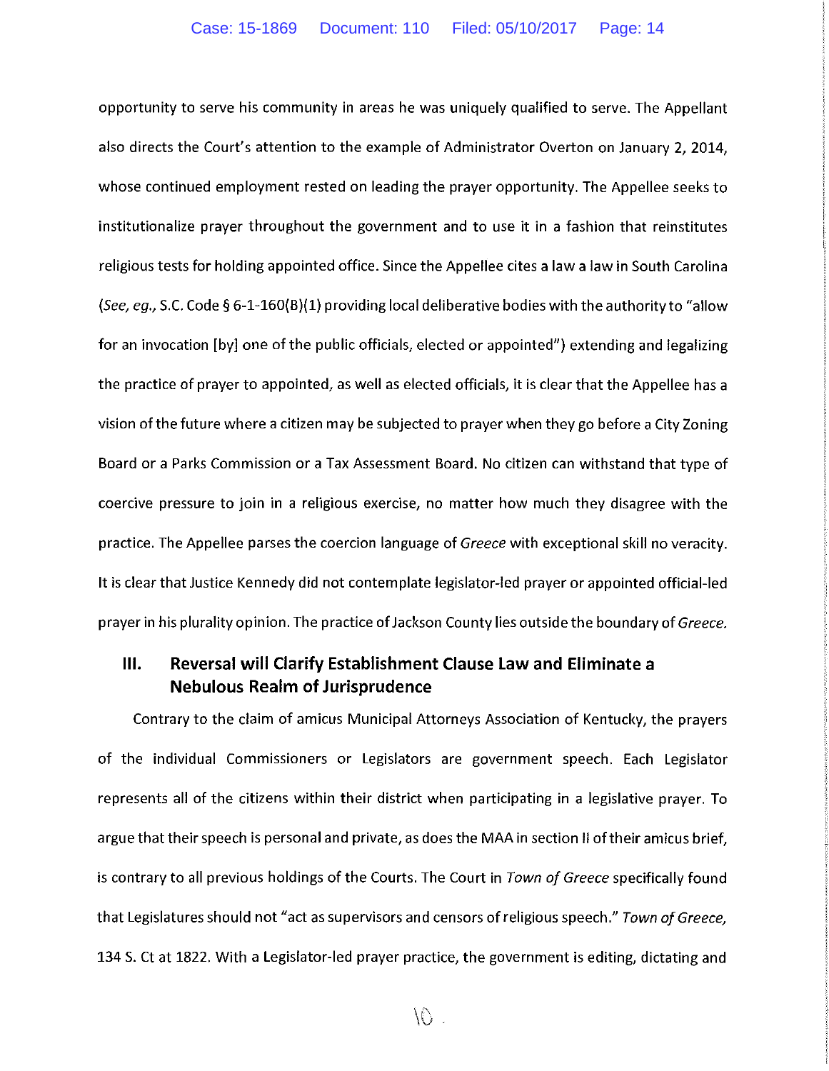opportunity to serve his community in areas he was uniquely qualified to serve. The Appellant also directs the Court's attention to the example of Administrator Overton on January 2, 2014, whose continued employment rested on leading the prayer opportunity. The Appellee seeks to institutionalize prayer throughout the government and to use it in a fashion that reinstitutes religious tests for holding appointed office. Since the Appellee cites a law a law in South Carolina (*See, eg.,* S.C. Code § 6-1-160(B)(1) providing local deliberative bodies with the authority to "allow for an invocation [by] one of the public officials, elected or appointed") extending and legalizing the practice of prayer to appointed, as well as elected officials, it is clear that the Appellee has a vision of the future where a citizen may be subjected to prayer when they go before a City Zoning Board or a Parks Commission or a Tax Assessment Board. No citizen can withstand that type of coercive pressure to join in a religious exercise, no matter how much they disagree with the practice. The Appellee parses the coercion language of *Greece* with exceptional skill no veracity. It is clear that Justice Kennedy did not contemplate legislator-led prayer or appointed official-led prayer in his plurality opinion. The practice of Jackson County lies outside the boundary of *Greece.*

## III. Reversal will Clarify Establishment Clause Law and Eliminate a Nebulous Realm of Jurisprudence

Contrary to the claim of amicus Municipal Attorneys Association of Kentucky, the prayers of the individual Commissioners or Legislators are government speech. Each Legislator represents all of the citizens within their district when participating in a legislative prayer. To argue that their speech is personal and private, as does the MAA in section II of their amicus brief, is contrary to all previous holdings of the Courts. The Court in *Town of Greece* specifically found that Legislatures should not "act as supervisors and censors of religious speech." *Town of Greece,* 134 S. Ct at 1822. With a Legislator-led prayer practice, the government is editing, dictating and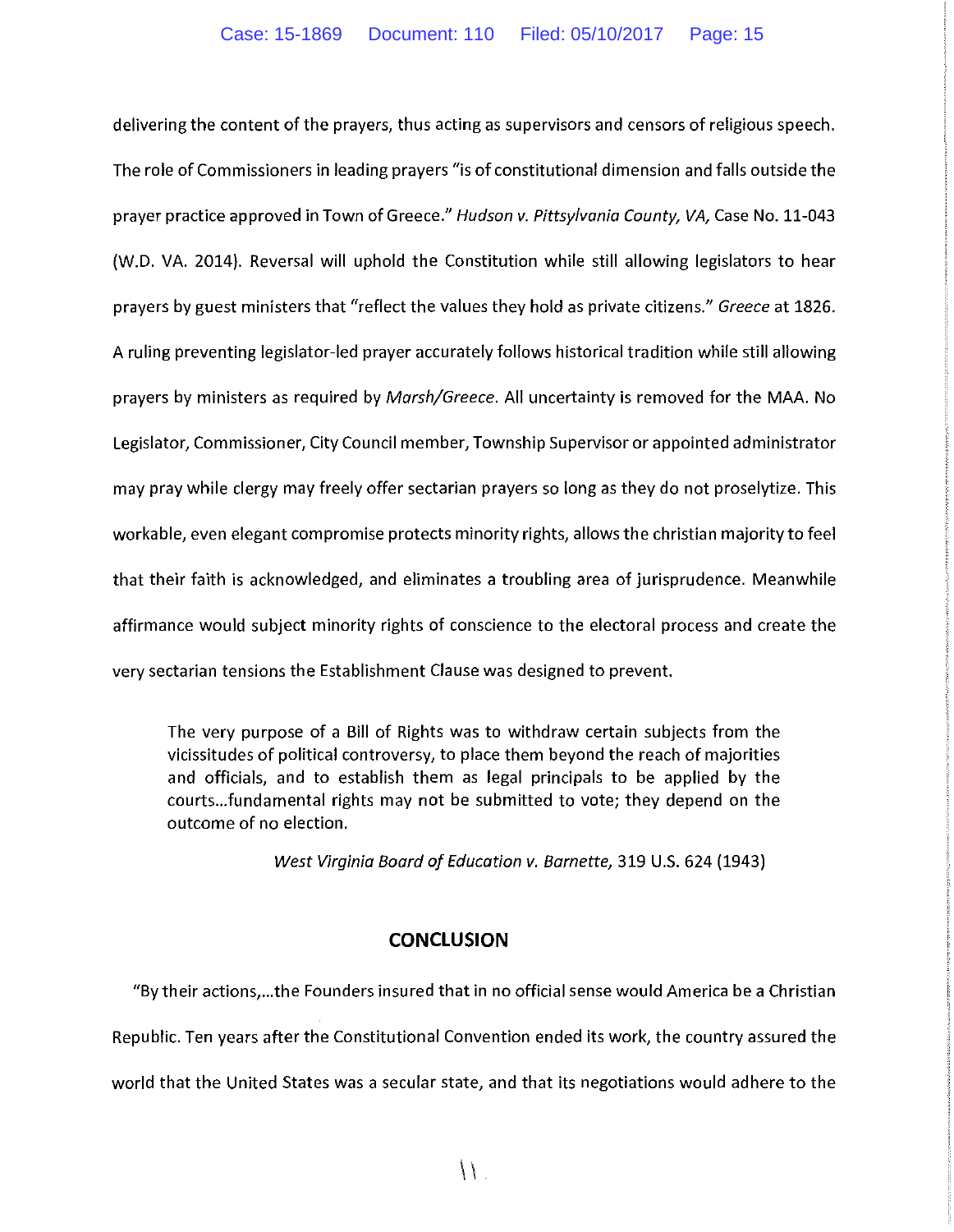delivering the content of the prayers, thus acting as supervisors and censors of religious speech. The role of Commissioners in leading prayers "is of constitutional dimension and falls outside the prayer practice approved in Town of Greece." *Hudson v. Pittsylvania County, VA,* Case No. 11-043 (W.D. VA. 2014). Reversal will uphold the Constitution while still allowing legislators to hear prayers by guest ministers that "reflect the values they hold as private citizens." *Greece* at 1826. A ruling preventing legislator-led prayer accurately follows historical tradition while still allowing prayers by ministers as required by *Marsh/Greece.* All uncertainty is removed for the MAA. No Legislator, Commissioner, City Council member, Township Supervisor or appointed administrator may pray while clergy may freely offer sectarian prayers so long as they do not proselytize. This workable, even elegant compromise protects minority rights, allows the christian majority to feel that their faith is acknowledged, and eliminates a troubling area of jurisprudence. Meanwhile affirmance would subject minority rights of conscience to the electoral process and create the very sectarian tensions the Establishment Clause was designed to prevent.

> The very purpose of a Bill of Rights was to withdraw certain subjects from the vicissitudes of political controversy, to place them beyond the reach of majorities and officials, and to establish them as legal principals to be applied by the courts...fundamental rights may not be submitted to vote; they depend on the outcome of no election.
>
> *West Virginia Board of Education v. Barnette,* 319 U.S. 624 (1943)

## CONCLUSION

"By their actions,...the Founders insured that in no official sense would America be a Christian Republic. Ten years after the Constitutional Convention ended its work, the country assured the world that the United States was a secular state, and that its negotiations would adhere to the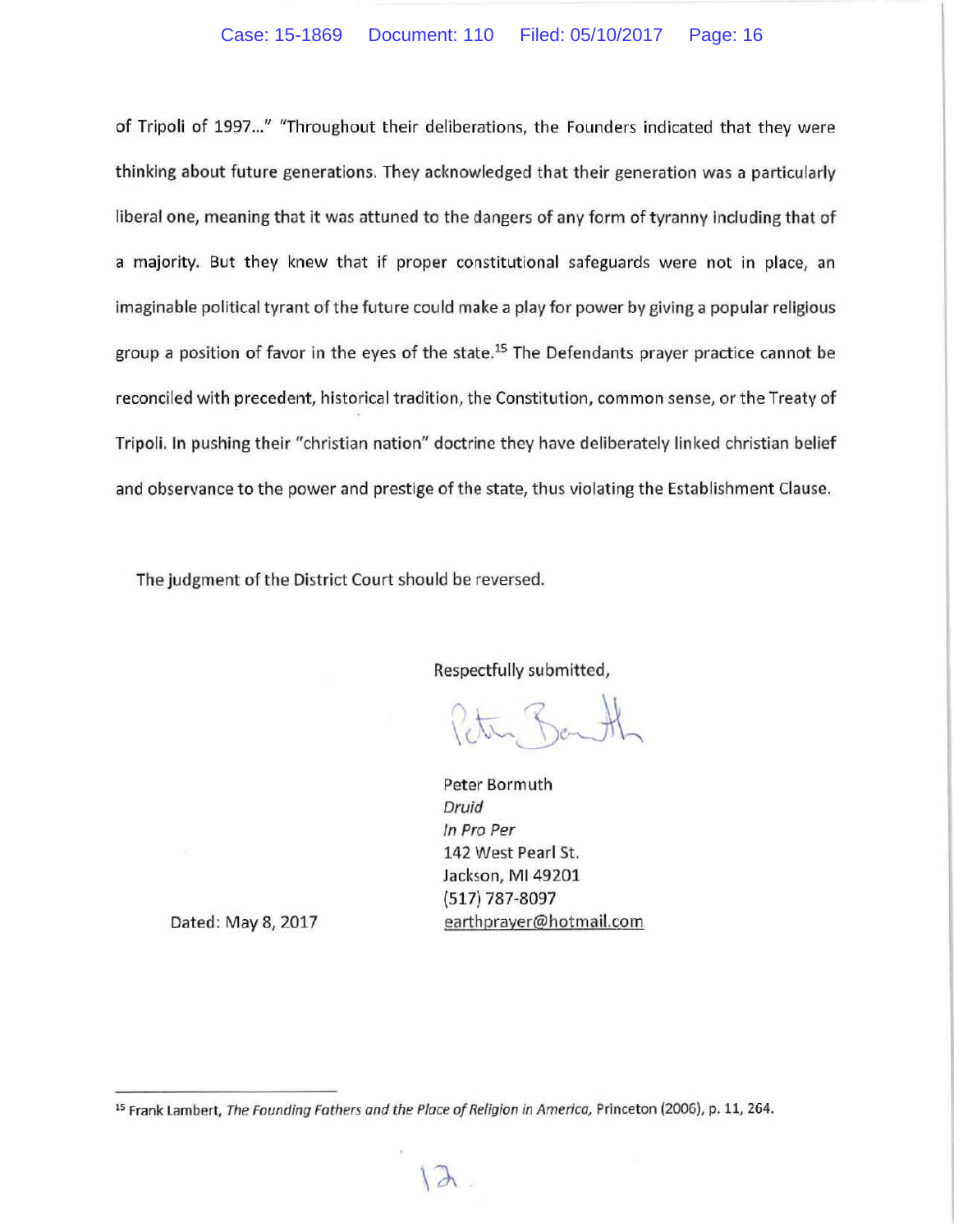of Tripoli of 1997..." "Throughout their deliberations, the Founders indicated that they were thinking about future generations. They acknowledged that their generation was a particularly liberal one, meaning that it was attuned to the dangers of any form of tyranny including that of a majority. But they knew that if proper constitutional safeguards were not in place, an imaginable political tyrant of the future could make a play for power by giving a popular religious group a position of favor in the eyes of the state.[15] The Defendants prayer practice cannot be reconciled with precedent, historical tradition, the Constitution, common sense, or the Treaty of Tripoli. In pushing their "christian nation" doctrine they have deliberately linked christian belief and observance to the power and prestige of the state, thus violating the Establishment Clause.

The judgment of the District Court should be reversed.

Respectfully submitted,

Peter Bormuth
*Druid*
*In Pro Per*
142 West Pearl St.
Jackson, MI 49201
(517) 787-8097
earthprayer@hotmail.com

Dated: May 8, 2017

---

[15] Frank Lambert, *The Founding Fathers and the Place of Religion in America*, Princeton (2006), p. 11, 264.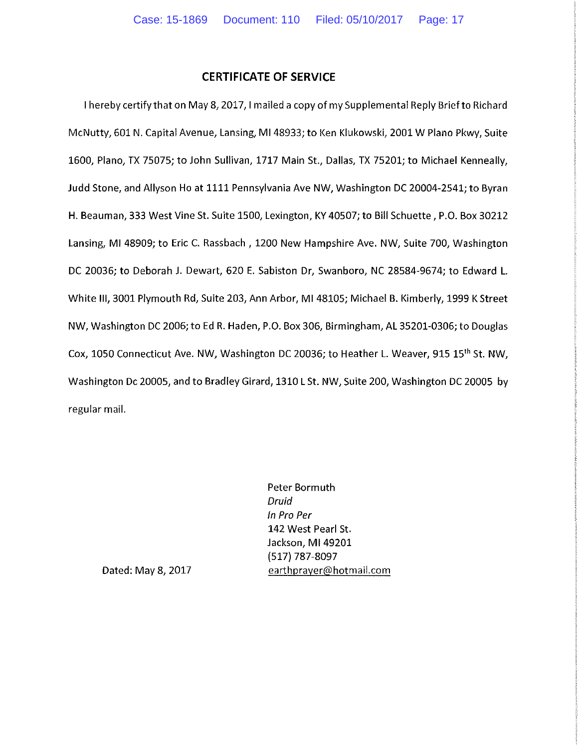## CERTIFICATE OF SERVICE

I hereby certify that on May 8, 2017, I mailed a copy of my Supplemental Reply Brief to Richard McNutty, 601 N. Capital Avenue, Lansing, MI 48933; to Ken Klukowski, 2001 W Plano Pkwy, Suite 1600, Plano, TX 75075; to John Sullivan, 1717 Main St., Dallas, TX 75201; to Michael Kenneally, Judd Stone, and Allyson Ho at 1111 Pennsylvania Ave NW, Washington DC 20004-2541; to Byran H. Beauman, 333 West Vine St. Suite 1500, Lexington, KY 40507; to Bill Schuette , P.O. Box 30212 Lansing, MI 48909; to Eric C. Rassbach , 1200 New Hampshire Ave. NW, Suite 700, Washington DC 20036; to Deborah J. Dewart, 620 E. Sabiston Dr, Swanboro, NC 28584-9674; to Edward L. White III, 3001 Plymouth Rd, Suite 203, Ann Arbor, MI 48105; Michael B. Kimberly, 1999 K Street NW, Washington DC 2006; to Ed R. Haden, P.O. Box 306, Birmingham, AL 35201-0306; to Douglas Cox, 1050 Connecticut Ave. NW, Washington DC 20036; to Heather L. Weaver, 915 15th St. NW, Washington Dc 20005, and to Bradley Girard, 1310 L St. NW, Suite 200, Washington DC 20005 by regular mail.

Peter Bormuth
*Druid*
*In Pro Per*
142 West Pearl St.
Jackson, MI 49201
(517) 787-8097
earthprayer@hotmail.com

Dated: May 8, 2017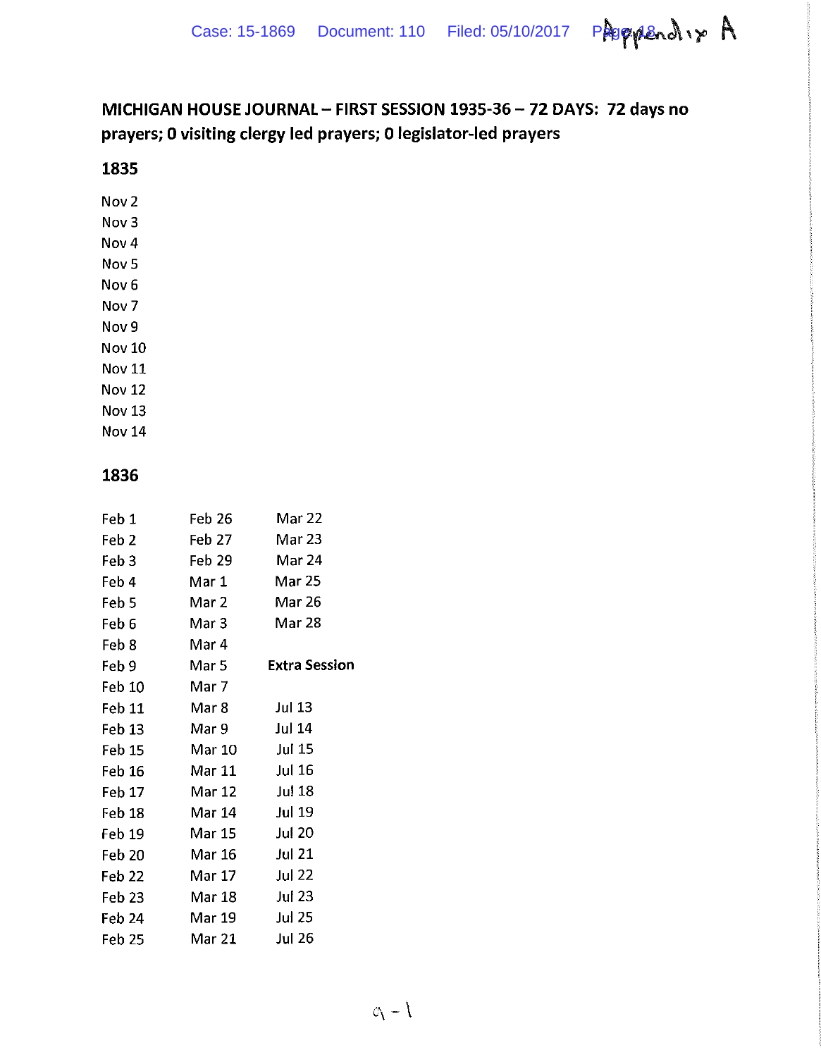Appendix A

**MICHIGAN HOUSE JOURNAL – FIRST SESSION 1935-36 – 72 DAYS: 72 days no prayers; 0 visiting clergy led prayers; 0 legislator-led prayers**

**1835**

Nov 2
Nov 3
Nov 4
Nov 5
Nov 6
Nov 7
Nov 9
Nov 10
Nov 11
Nov 12
Nov 13
Nov 14

**1836**

Feb 1
Feb 2
Feb 3
Feb 4
Feb 5
Feb 6
Feb 8
Feb 9
Feb 10
Feb 11
Feb 13
Feb 15
Feb 16
Feb 17
Feb 18
Feb 19
Feb 20
Feb 22
Feb 23
Feb 24
Feb 25
Feb 26
Feb 27
Feb 29
Mar 1
Mar 2
Mar 3
Mar 4
Mar 5
Mar 7
Mar 8
Mar 9
Mar 10
Mar 11
Mar 12
Mar 14
Mar 15
Mar 16
Mar 17
Mar 18
Mar 19
Mar 21
Mar 22
Mar 23
Mar 24
Mar 25
Mar 26
Mar 28

**Extra Session**

Jul 13
Jul 14
Jul 15
Jul 16
Jul 18
Jul 19
Jul 20
Jul 21
Jul 22
Jul 23
Jul 25
Jul 26

a-1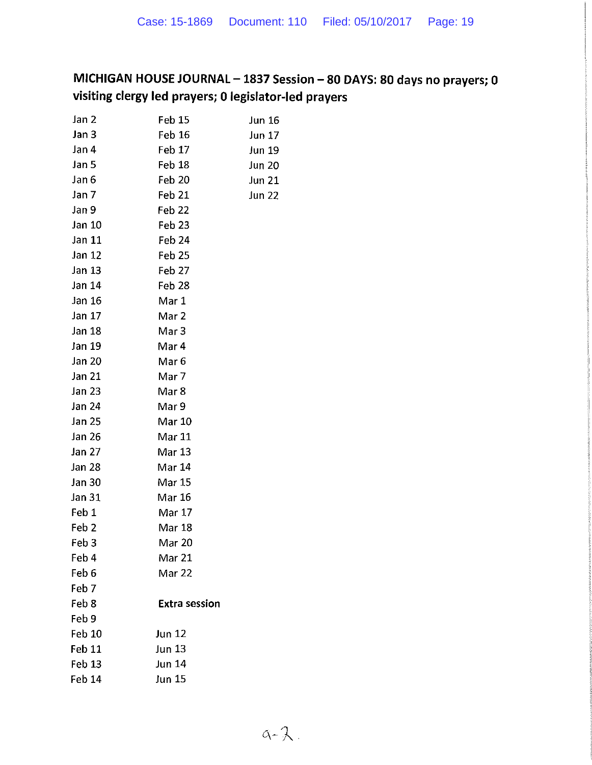**MICHIGAN HOUSE JOURNAL – 1837 Session – 80 DAYS: 80 days no prayers; 0 visiting clergy led prayers; 0 legislator-led prayers**

Jan 2
Jan 3
Jan 4
Jan 5
Jan 6
Jan 7
Jan 9
Jan 10
Jan 11
Jan 12
Jan 13
Jan 14
Jan 16
Jan 17
Jan 18
Jan 19
Jan 20
Jan 21
Jan 23
Jan 24
Jan 25
Jan 26
Jan 27
Jan 28
Jan 30
Jan 31
Feb 1
Feb 2
Feb 3
Feb 4
Feb 6
Feb 7
Feb 8
Feb 9
Feb 10
Feb 11
Feb 13
Feb 14
Feb 15
Feb 16
Feb 17
Feb 18
Feb 20
Feb 21
Feb 22
Feb 23
Feb 24
Feb 25
Feb 27
Feb 28
Mar 1
Mar 2
Mar 3
Mar 4
Mar 6
Mar 7
Mar 8
Mar 9
Mar 10
Mar 11
Mar 13
Mar 14
Mar 15
Mar 16
Mar 17
Mar 18
Mar 20
Mar 21
Mar 22

**Extra session**

Jun 12
Jun 13
Jun 14
Jun 15
Jun 16
Jun 17
Jun 19
Jun 20
Jun 21
Jun 22

a-2.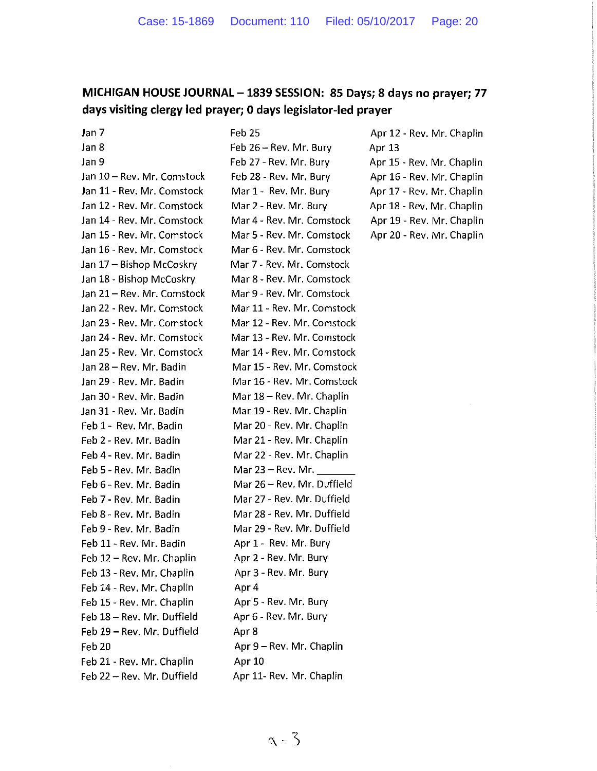**MICHIGAN HOUSE JOURNAL – 1839 SESSION: 85 Days; 8 days no prayer; 77 days visiting clergy led prayer; 0 days legislator-led prayer**

Jan 7
Jan 8
Jan 9
Jan 10 – Rev. Mr. Comstock
Jan 11 - Rev. Mr. Comstock
Jan 12 - Rev. Mr. Comstock
Jan 14 - Rev. Mr. Comstock
Jan 15 - Rev. Mr. Comstock
Jan 16 - Rev. Mr. Comstock
Jan 17 – Bishop McCoskry
Jan 18 - Bishop McCoskry
Jan 21 – Rev. Mr. Comstock
Jan 22 - Rev. Mr. Comstock
Jan 23 - Rev. Mr. Comstock
Jan 24 - Rev. Mr. Comstock
Jan 25 - Rev. Mr. Comstock
Jan 28 – Rev. Mr. Badin
Jan 29 - Rev. Mr. Badin
Jan 30 - Rev. Mr. Badin
Jan 31 - Rev. Mr. Badin
Feb 1 - Rev. Mr. Badin
Feb 2 - Rev. Mr. Badin
Feb 4 - Rev. Mr. Badin
Feb 5 - Rev. Mr. Badin
Feb 6 - Rev. Mr. Badin
Feb 7 - Rev. Mr. Badin
Feb 8 - Rev. Mr. Badin
Feb 9 - Rev. Mr. Badin
Feb 11 - Rev. Mr. Badin
Feb 12 – Rev. Mr. Chaplin
Feb 13 - Rev. Mr. Chaplin
Feb 14 - Rev. Mr. Chaplin
Feb 15 - Rev. Mr. Chaplin
Feb 18 – Rev. Mr. Duffield
Feb 19 – Rev. Mr. Duffield
Feb 20
Feb 21 - Rev. Mr. Chaplin
Feb 22 – Rev. Mr. Duffield
Feb 25
Feb 26 – Rev. Mr. Bury
Feb 27 - Rev. Mr. Bury
Feb 28 - Rev. Mr. Bury
Mar 1 - Rev. Mr. Bury
Mar 2 - Rev. Mr. Bury
Mar 4 - Rev. Mr. Comstock
Mar 5 - Rev. Mr. Comstock
Mar 6 - Rev. Mr. Comstock
Mar 7 - Rev. Mr. Comstock
Mar 8 - Rev. Mr. Comstock
Mar 9 - Rev. Mr. Comstock
Mar 11 - Rev. Mr. Comstock
Mar 12 - Rev. Mr. Comstock
Mar 13 - Rev. Mr. Comstock
Mar 14 - Rev. Mr. Comstock
Mar 15 - Rev. Mr. Comstock
Mar 16 - Rev. Mr. Comstock
Mar 18 – Rev. Mr. Chaplin
Mar 19 - Rev. Mr. Chaplin
Mar 20 - Rev. Mr. Chaplin
Mar 21 - Rev. Mr. Chaplin
Mar 22 - Rev. Mr. Chaplin
Mar 23 – Rev. Mr. _______
Mar 26 – Rev. Mr. Duffield
Mar 27 - Rev. Mr. Duffield
Mar 28 - Rev. Mr. Duffield
Mar 29 - Rev. Mr. Duffield
Apr 1 - Rev. Mr. Bury
Apr 2 - Rev. Mr. Bury
Apr 3 - Rev. Mr. Bury
Apr 4
Apr 5 - Rev. Mr. Bury
Apr 6 - Rev. Mr. Bury
Apr 8
Apr 9 – Rev. Mr. Chaplin
Apr 10
Apr 11- Rev. Mr. Chaplin
Apr 12 - Rev. Mr. Chaplin
Apr 13
Apr 15 - Rev. Mr. Chaplin
Apr 16 - Rev. Mr. Chaplin
Apr 17 - Rev. Mr. Chaplin
Apr 18 - Rev. Mr. Chaplin
Apr 19 - Rev. Mr. Chaplin
Apr 20 - Rev. Mr. Chaplin

a - 3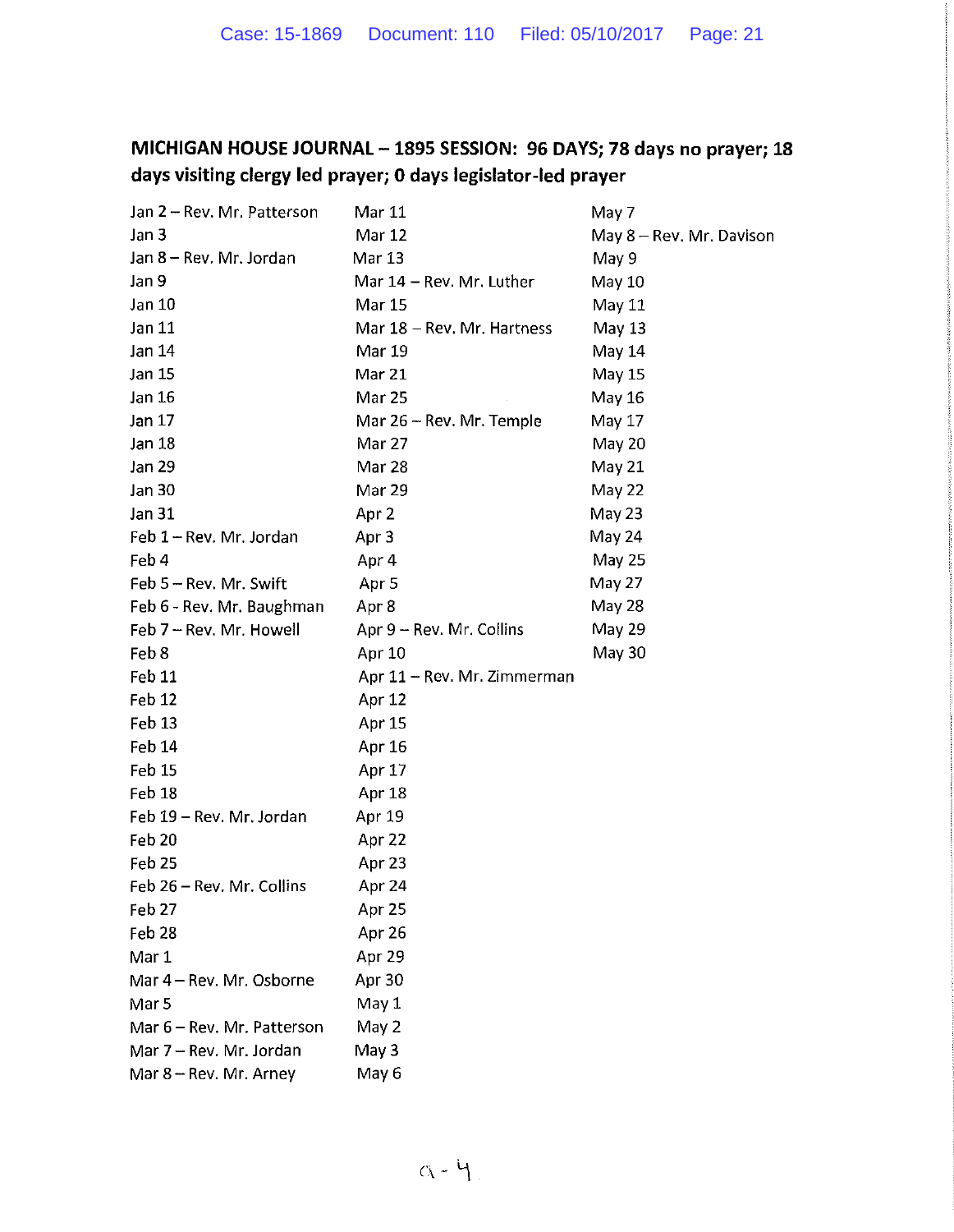**MICHIGAN HOUSE JOURNAL – 1895 SESSION: 96 DAYS; 78 days no prayer; 18 days visiting clergy led prayer; 0 days legislator-led prayer**

Jan 2 – Rev. Mr. Patterson
Jan 3
Jan 8 – Rev. Mr. Jordan
Jan 9
Jan 10
Jan 11
Jan 14
Jan 15
Jan 16
Jan 17
Jan 18
Jan 29
Jan 30
Jan 31
Feb 1 – Rev. Mr. Jordan
Feb 4
Feb 5 – Rev. Mr. Swift
Feb 6 - Rev. Mr. Baughman
Feb 7 – Rev. Mr. Howell
Feb 8
Feb 11
Feb 12
Feb 13
Feb 14
Feb 15
Feb 18
Feb 19 – Rev. Mr. Jordan
Feb 20
Feb 25
Feb 26 – Rev. Mr. Collins
Feb 27
Feb 28
Mar 1
Mar 4 – Rev. Mr. Osborne
Mar 5
Mar 6 – Rev. Mr. Patterson
Mar 7 – Rev. Mr. Jordan
Mar 8 – Rev. Mr. Arney
Mar 11
Mar 12
Mar 13
Mar 14 – Rev. Mr. Luther
Mar 15
Mar 18 – Rev. Mr. Hartness
Mar 19
Mar 21
Mar 25
Mar 26 – Rev. Mr. Temple
Mar 27
Mar 28
Mar 29
Apr 2
Apr 3
Apr 4
Apr 5
Apr 8
Apr 9 – Rev. Mr. Collins
Apr 10
Apr 11 – Rev. Mr. Zimmerman
Apr 12
Apr 15
Apr 16
Apr 17
Apr 18
Apr 19
Apr 22
Apr 23
Apr 24
Apr 25
Apr 26
Apr 29
Apr 30
May 1
May 2
May 3
May 6
May 7
May 8 – Rev. Mr. Davison
May 9
May 10
May 11
May 13
May 14
May 15
May 16
May 17
May 20
May 21
May 22
May 23
May 24
May 25
May 27
May 28
May 29
May 30

a-4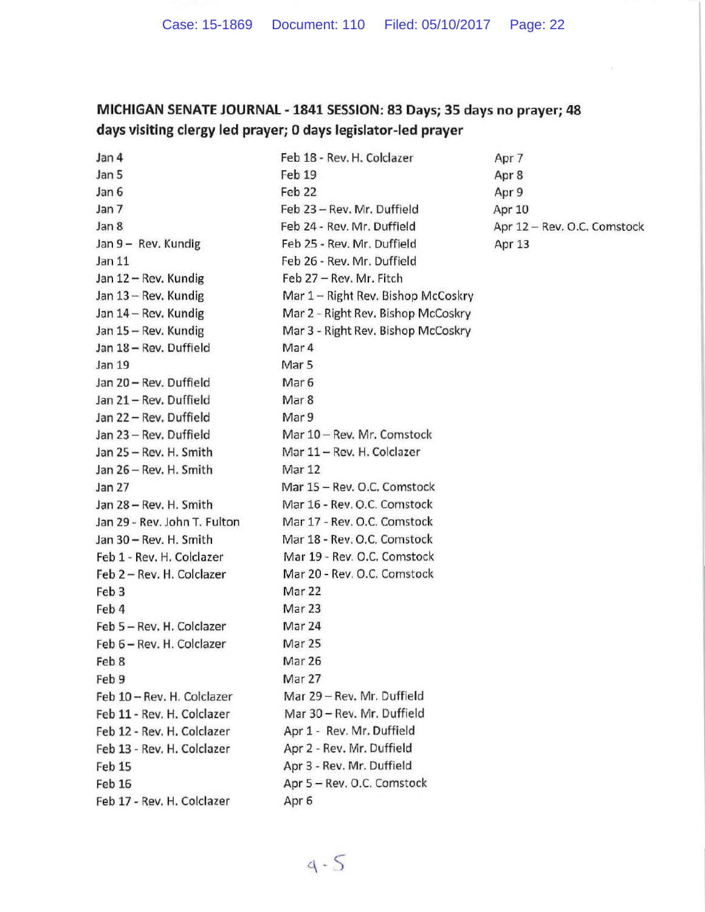**MICHIGAN SENATE JOURNAL - 1841 SESSION: 83 Days; 35 days no prayer; 48 days visiting clergy led prayer; 0 days legislator-led prayer**

Jan 4
Jan 5
Jan 6
Jan 7
Jan 8
Jan 9 – Rev. Kundig
Jan 11
Jan 12 – Rev. Kundig
Jan 13 – Rev. Kundig
Jan 14 – Rev. Kundig
Jan 15 – Rev. Kundig
Jan 18 – Rev. Duffield
Jan 19
Jan 20 – Rev. Duffield
Jan 21 – Rev. Duffield
Jan 22 – Rev. Duffield
Jan 23 – Rev. Duffield
Jan 25 – Rev. H. Smith
Jan 26 – Rev. H. Smith
Jan 27
Jan 28 – Rev. H. Smith
Jan 29 - Rev. John T. Fulton
Jan 30 – Rev. H. Smith
Feb 1 - Rev. H. Colclazer
Feb 2 – Rev. H. Colclazer
Feb 3
Feb 4
Feb 5 – Rev. H. Colclazer
Feb 6 – Rev. H. Colclazer
Feb 8
Feb 9
Feb 10 – Rev. H. Colclazer
Feb 11 - Rev. H. Colclazer
Feb 12 - Rev. H. Colclazer
Feb 13 - Rev. H. Colclazer
Feb 15
Feb 16
Feb 17 - Rev. H. Colclazer
Feb 18 - Rev. H. Colclazer
Feb 19
Feb 22
Feb 23 – Rev. Mr. Duffield
Feb 24 - Rev. Mr. Duffield
Feb 25 - Rev. Mr. Duffield
Feb 26 - Rev. Mr. Duffield
Feb 27 – Rev. Mr. Fitch
Mar 1 – Right Rev. Bishop McCoskry
Mar 2 - Right Rev. Bishop McCoskry
Mar 3 - Right Rev. Bishop McCoskry
Mar 4
Mar 5
Mar 6
Mar 8
Mar 9
Mar 10 – Rev. Mr. Comstock
Mar 11 – Rev. H. Colclazer
Mar 12
Mar 15 – Rev. O.C. Comstock
Mar 16 - Rev. O.C. Comstock
Mar 17 - Rev. O.C. Comstock
Mar 18 - Rev. O.C. Comstock
Mar 19 - Rev. O.C. Comstock
Mar 20 - Rev. O.C. Comstock
Mar 22
Mar 23
Mar 24
Mar 25
Mar 26
Mar 27
Mar 29 – Rev. Mr. Duffield
Mar 30 – Rev. Mr. Duffield
Apr 1 - Rev. Mr. Duffield
Apr 2 - Rev. Mr. Duffield
Apr 3 - Rev. Mr. Duffield
Apr 5 – Rev. O.C. Comstock
Apr 6
Apr 7
Apr 8
Apr 9
Apr 10
Apr 12 – Rev. O.C. Comstock
Apr 13

4-5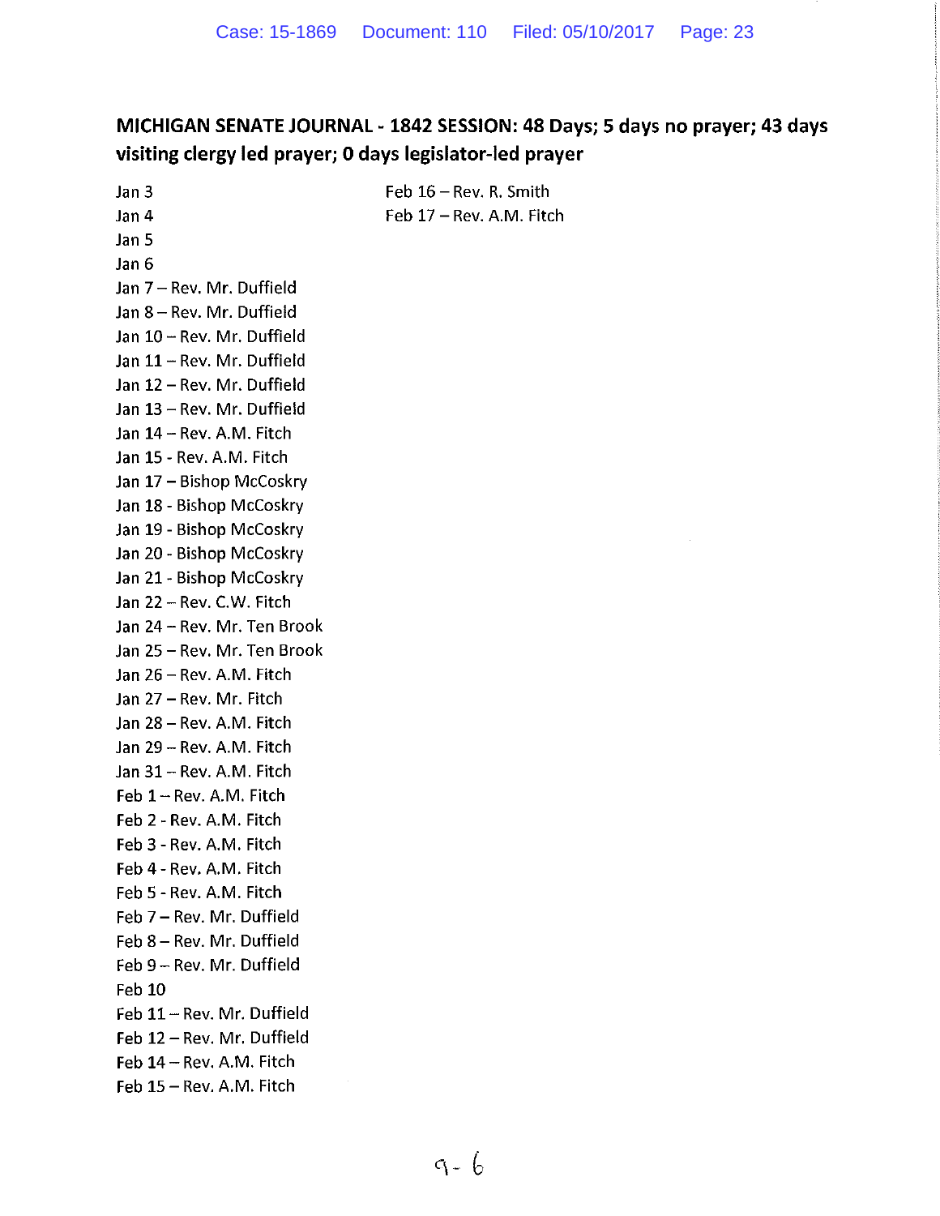**MICHIGAN SENATE JOURNAL - 1842 SESSION: 48 Days; 5 days no prayer; 43 days visiting clergy led prayer; 0 days legislator-led prayer**

Jan 3
Jan 4
Jan 5
Jan 6
Jan 7 – Rev. Mr. Duffield
Jan 8 – Rev. Mr. Duffield
Jan 10 – Rev. Mr. Duffield
Jan 11 – Rev. Mr. Duffield
Jan 12 – Rev. Mr. Duffield
Jan 13 – Rev. Mr. Duffield
Jan 14 – Rev. A.M. Fitch
Jan 15 - Rev. A.M. Fitch
Jan 17 – Bishop McCoskry
Jan 18 - Bishop McCoskry
Jan 19 - Bishop McCoskry
Jan 20 - Bishop McCoskry
Jan 21 - Bishop McCoskry
Jan 22 – Rev. C.W. Fitch
Jan 24 – Rev. Mr. Ten Brook
Jan 25 – Rev. Mr. Ten Brook
Jan 26 – Rev. A.M. Fitch
Jan 27 – Rev. Mr. Fitch
Jan 28 – Rev. A.M. Fitch
Jan 29 – Rev. A.M. Fitch
Jan 31 – Rev. A.M. Fitch
Feb 1 – Rev. A.M. Fitch
Feb 2 - Rev. A.M. Fitch
Feb 3 - Rev. A.M. Fitch
Feb 4 - Rev. A.M. Fitch
Feb 5 - Rev. A.M. Fitch
Feb 7 – Rev. Mr. Duffield
Feb 8 – Rev. Mr. Duffield
Feb 9 – Rev. Mr. Duffield
Feb 10
Feb 11 – Rev. Mr. Duffield
Feb 12 – Rev. Mr. Duffield
Feb 14 – Rev. A.M. Fitch
Feb 15 – Rev. A.M. Fitch
Feb 16 – Rev. R. Smith
Feb 17 – Rev. A.M. Fitch

9-6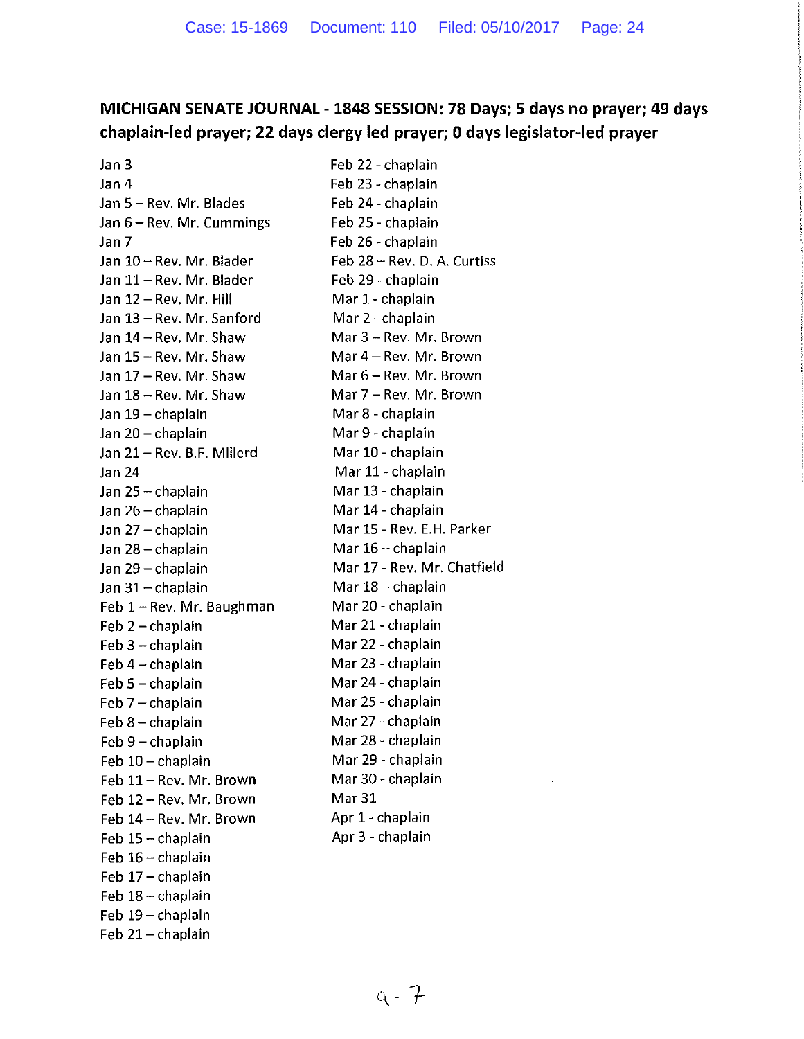**MICHIGAN SENATE JOURNAL - 1848 SESSION: 78 Days; 5 days no prayer; 49 days chaplain-led prayer; 22 days clergy led prayer; 0 days legislator-led prayer**

Jan 3
Jan 4
Jan 5 – Rev. Mr. Blades
Jan 6 – Rev. Mr. Cummings
Jan 7
Jan 10 – Rev. Mr. Blader
Jan 11 – Rev. Mr. Blader
Jan 12 – Rev. Mr. Hill
Jan 13 – Rev. Mr. Sanford
Jan 14 – Rev. Mr. Shaw
Jan 15 – Rev. Mr. Shaw
Jan 17 – Rev. Mr. Shaw
Jan 18 – Rev. Mr. Shaw
Jan 19 – chaplain
Jan 20 – chaplain
Jan 21 – Rev. B.F. Millerd
Jan 24
Jan 25 – chaplain
Jan 26 – chaplain
Jan 27 – chaplain
Jan 28 – chaplain
Jan 29 – chaplain
Jan 31 – chaplain
Feb 1 – Rev. Mr. Baughman
Feb 2 – chaplain
Feb 3 – chaplain
Feb 4 – chaplain
Feb 5 – chaplain
Feb 7 – chaplain
Feb 8 – chaplain
Feb 9 – chaplain
Feb 10 – chaplain
Feb 11 – Rev. Mr. Brown
Feb 12 – Rev. Mr. Brown
Feb 14 – Rev. Mr. Brown
Feb 15 – chaplain
Feb 16 – chaplain
Feb 17 – chaplain
Feb 18 – chaplain
Feb 19 – chaplain
Feb 21 – chaplain
Feb 22 - chaplain
Feb 23 - chaplain
Feb 24 - chaplain
Feb 25 - chaplain
Feb 26 - chaplain
Feb 28 – Rev. D. A. Curtiss
Feb 29 - chaplain
Mar 1 - chaplain
Mar 2 - chaplain
Mar 3 – Rev. Mr. Brown
Mar 4 – Rev. Mr. Brown
Mar 6 – Rev. Mr. Brown
Mar 7 – Rev. Mr. Brown
Mar 8 - chaplain
Mar 9 - chaplain
Mar 10 - chaplain
Mar 11 - chaplain
Mar 13 - chaplain
Mar 14 - chaplain
Mar 15 - Rev. E.H. Parker
Mar 16 – chaplain
Mar 17 - Rev. Mr. Chatfield
Mar 18 – chaplain
Mar 20 - chaplain
Mar 21 - chaplain
Mar 22 - chaplain
Mar 23 - chaplain
Mar 24 - chaplain
Mar 25 - chaplain
Mar 27 - chaplain
Mar 28 - chaplain
Mar 29 - chaplain
Mar 30 - chaplain
Mar 31
Apr 1 - chaplain
Apr 3 - chaplain

a-7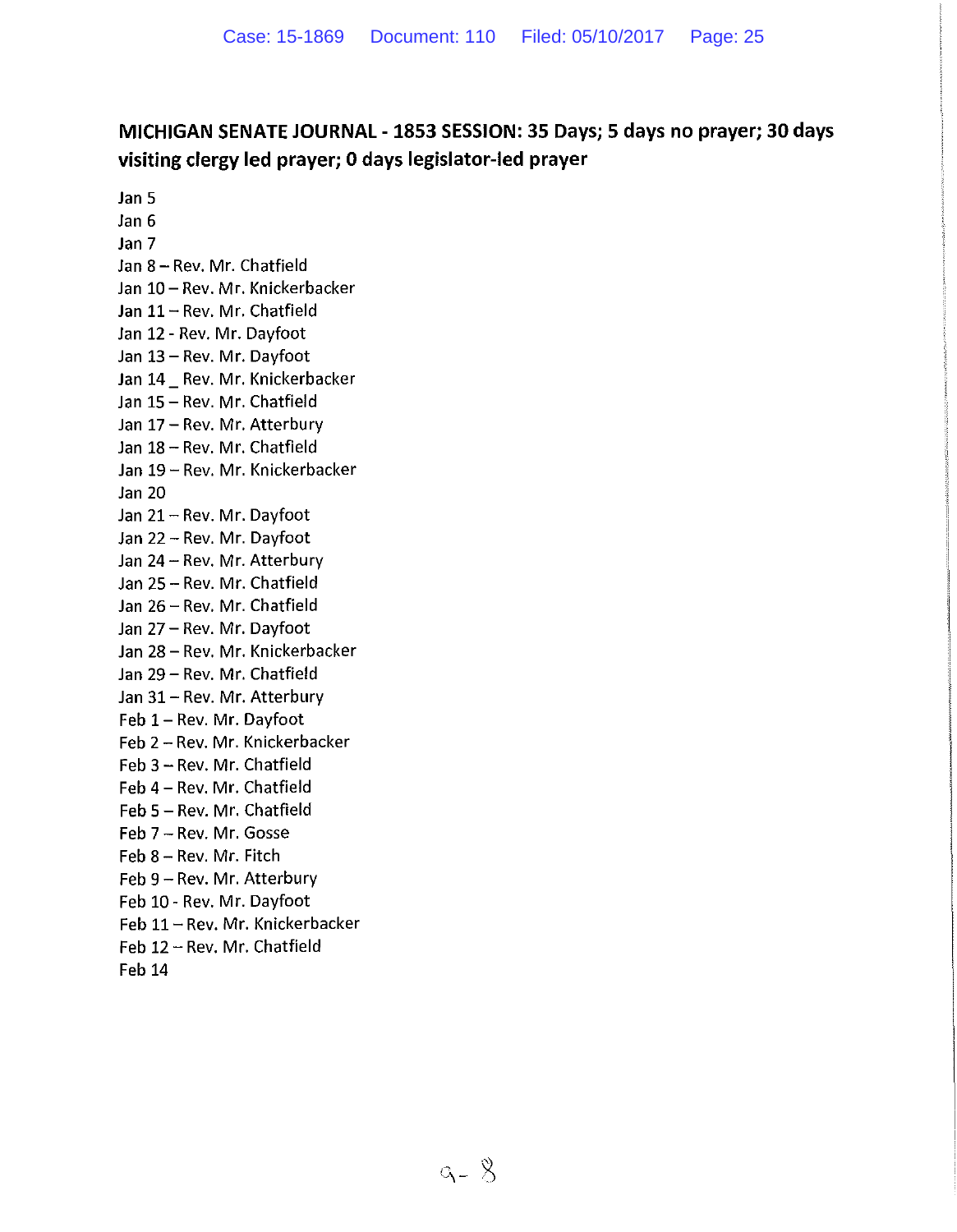## MICHIGAN SENATE JOURNAL - 1853 SESSION: 35 Days; 5 days no prayer; 30 days visiting clergy led prayer; 0 days legislator-led prayer

Jan 5
Jan 6
Jan 7
Jan 8 – Rev. Mr. Chatfield
Jan 10 – Rev. Mr. Knickerbacker
Jan 11 – Rev. Mr. Chatfield
Jan 12 - Rev. Mr. Dayfoot
Jan 13 – Rev. Mr. Dayfoot
Jan 14 _ Rev. Mr. Knickerbacker
Jan 15 – Rev. Mr. Chatfield
Jan 17 – Rev. Mr. Atterbury
Jan 18 – Rev. Mr. Chatfield
Jan 19 – Rev. Mr. Knickerbacker
Jan 20
Jan 21 – Rev. Mr. Dayfoot
Jan 22 – Rev. Mr. Dayfoot
Jan 24 – Rev. Mr. Atterbury
Jan 25 – Rev. Mr. Chatfield
Jan 26 – Rev. Mr. Chatfield
Jan 27 – Rev. Mr. Dayfoot
Jan 28 – Rev. Mr. Knickerbacker
Jan 29 – Rev. Mr. Chatfield
Jan 31 – Rev. Mr. Atterbury
Feb 1 – Rev. Mr. Dayfoot
Feb 2 – Rev. Mr. Knickerbacker
Feb 3 – Rev. Mr. Chatfield
Feb 4 – Rev. Mr. Chatfield
Feb 5 – Rev. Mr. Chatfield
Feb 7 – Rev. Mr. Gosse
Feb 8 – Rev. Mr. Fitch
Feb 9 – Rev. Mr. Atterbury
Feb 10 - Rev. Mr. Dayfoot
Feb 11 – Rev. Mr. Knickerbacker
Feb 12 – Rev. Mr. Chatfield
Feb 14

9 - 8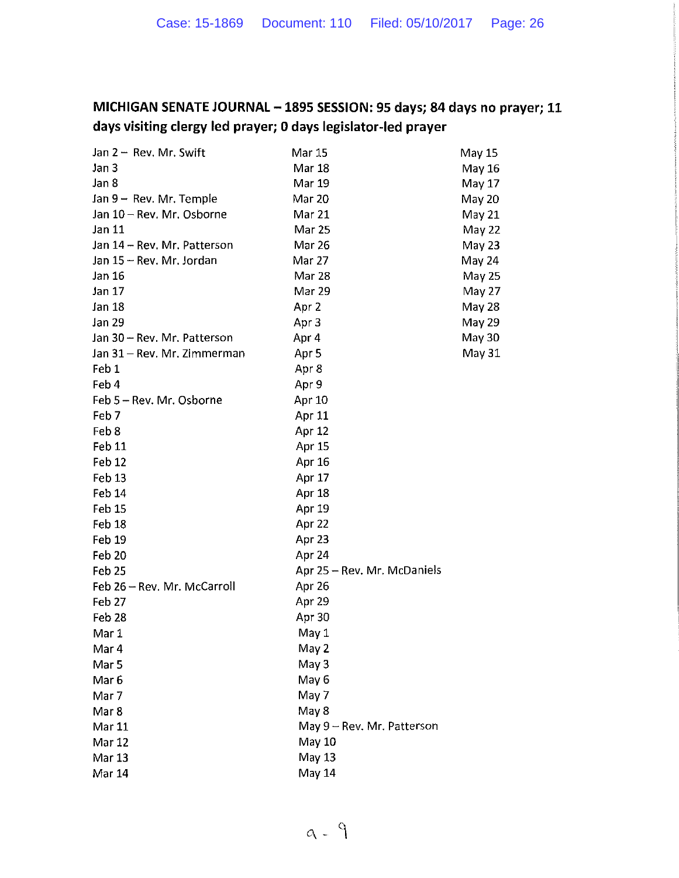**MICHIGAN SENATE JOURNAL – 1895 SESSION: 95 days; 84 days no prayer; 11 days visiting clergy led prayer; 0 days legislator-led prayer**

Jan 2 – Rev. Mr. Swift
Jan 3
Jan 8
Jan 9 – Rev. Mr. Temple
Jan 10 – Rev. Mr. Osborne
Jan 11
Jan 14 – Rev. Mr. Patterson
Jan 15 – Rev. Mr. Jordan
Jan 16
Jan 17
Jan 18
Jan 29
Jan 30 – Rev. Mr. Patterson
Jan 31 – Rev. Mr. Zimmerman
Feb 1
Feb 4
Feb 5 – Rev. Mr. Osborne
Feb 7
Feb 8
Feb 11
Feb 12
Feb 13
Feb 14
Feb 15
Feb 18
Feb 19
Feb 20
Feb 25
Feb 26 – Rev. Mr. McCarroll
Feb 27
Feb 28
Mar 1
Mar 4
Mar 5
Mar 6
Mar 7
Mar 8
Mar 11
Mar 12
Mar 13
Mar 14
Mar 15
Mar 18
Mar 19
Mar 20
Mar 21
Mar 25
Mar 26
Mar 27
Mar 28
Mar 29
Apr 2
Apr 3
Apr 4
Apr 5
Apr 8
Apr 9
Apr 10
Apr 11
Apr 12
Apr 15
Apr 16
Apr 17
Apr 18
Apr 19
Apr 22
Apr 23
Apr 24
Apr 25 – Rev. Mr. McDaniels
Apr 26
Apr 29
Apr 30
May 1
May 2
May 3
May 6
May 7
May 8
May 9 – Rev. Mr. Patterson
May 10
May 13
May 14
May 15
May 16
May 17
May 20
May 21
May 22
May 23
May 24
May 25
May 27
May 28
May 29
May 30
May 31

a - 9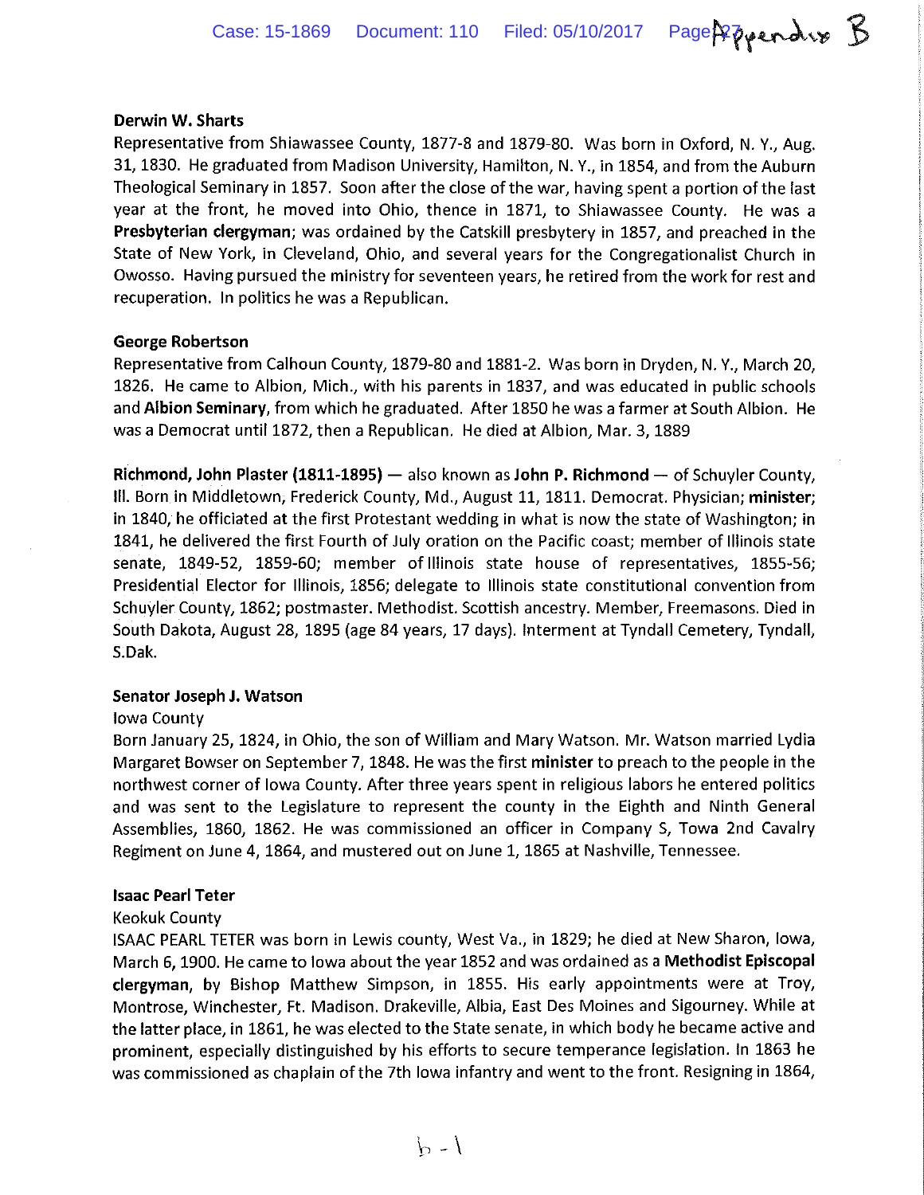**Derwin W. Sharts**
Representative from Shiawassee County, 1877-8 and 1879-80. Was born in Oxford, N. Y., Aug. 31, 1830. He graduated from Madison University, Hamilton, N. Y., in 1854, and from the Auburn Theological Seminary in 1857. Soon after the close of the war, having spent a portion of the last year at the front, he moved into Ohio, thence in 1871, to Shiawassee County. He was a **Presbyterian clergyman**; was ordained by the Catskill presbytery in 1857, and preached in the State of New York, in Cleveland, Ohio, and several years for the Congregationalist Church in Owosso. Having pursued the ministry for seventeen years, he retired from the work for rest and recuperation. In politics he was a Republican.

**George Robertson**
Representative from Calhoun County, 1879-80 and 1881-2. Was born in Dryden, N. Y., March 20, 1826. He came to Albion, Mich., with his parents in 1837, and was educated in public schools and **Albion Seminary**, from which he graduated. After 1850 he was a farmer at South Albion. He was a Democrat until 1872, then a Republican. He died at Albion, Mar. 3, 1889

**Richmond, John Plaster (1811-1895)** — also known as **John P. Richmond** — of Schuyler County, Ill. Born in Middletown, Frederick County, Md., August 11, 1811. Democrat. Physician; **minister**; in 1840, he officiated at the first Protestant wedding in what is now the state of Washington; in 1841, he delivered the first Fourth of July oration on the Pacific coast; member of Illinois state senate, 1849-52, 1859-60; member of Illinois state house of representatives, 1855-56; Presidential Elector for Illinois, 1856; delegate to Illinois state constitutional convention from Schuyler County, 1862; postmaster. Methodist. Scottish ancestry. Member, Freemasons. Died in South Dakota, August 28, 1895 (age 84 years, 17 days). Interment at Tyndall Cemetery, Tyndall, S.Dak.

**Senator Joseph J. Watson**
Iowa County
Born January 25, 1824, in Ohio, the son of William and Mary Watson. Mr. Watson married Lydia Margaret Bowser on September 7, 1848. He was the first **minister** to preach to the people in the northwest corner of Iowa County. After three years spent in religious labors he entered politics and was sent to the Legislature to represent the county in the Eighth and Ninth General Assemblies, 1860, 1862. He was commissioned an officer in Company S, Towa 2nd Cavalry Regiment on June 4, 1864, and mustered out on June 1, 1865 at Nashville, Tennessee.

**Isaac Pearl Teter**
Keokuk County
ISAAC PEARL TETER was born in Lewis county, West Va., in 1829; he died at New Sharon, Iowa, March 6, 1900. He came to Iowa about the year 1852 and was ordained as a **Methodist Episcopal clergyman**, by Bishop Matthew Simpson, in 1855. His early appointments were at Troy, Montrose, Winchester, Ft. Madison. Drakeville, Albia, East Des Moines and Sigourney. While at the latter place, in 1861, he was elected to the State senate, in which body he became active and prominent, especially distinguished by his efforts to secure temperance legislation. In 1863 he was commissioned as chaplain of the 7th Iowa infantry and went to the front. Resigning in 1864,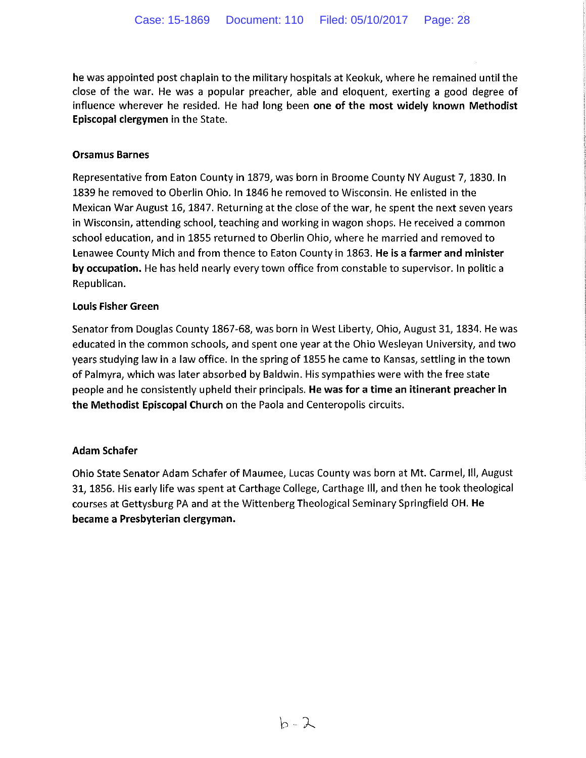he was appointed post chaplain to the military hospitals at Keokuk, where he remained until the close of the war. He was a popular preacher, able and eloquent, exerting a good degree of influence wherever he resided. He had long been **one of the most widely known Methodist Episcopal clergymen** in the State.

**Orsamus Barnes**

Representative from Eaton County in 1879, was born in Broome County NY August 7, 1830. In 1839 he removed to Oberlin Ohio. In 1846 he removed to Wisconsin. He enlisted in the Mexican War August 16, 1847. Returning at the close of the war, he spent the next seven years in Wisconsin, attending school, teaching and working in wagon shops. He received a common school education, and in 1855 returned to Oberlin Ohio, where he married and removed to Lenawee County Mich and from thence to Eaton County in 1863. **He is a farmer and minister by occupation.** He has held nearly every town office from constable to supervisor. In politic a Republican.

**Louis Fisher Green**

Senator from Douglas County 1867-68, was born in West Liberty, Ohio, August 31, 1834. He was educated in the common schools, and spent one year at the Ohio Wesleyan University, and two years studying law in a law office. In the spring of 1855 he came to Kansas, settling in the town of Palmyra, which was later absorbed by Baldwin. His sympathies were with the free state people and he consistently upheld their principals. **He was for a time an itinerant preacher in the Methodist Episcopal Church** on the Paola and Centeropolis circuits.

**Adam Schafer**

Ohio State Senator Adam Schafer of Maumee, Lucas County was born at Mt. Carmel, Ill, August 31, 1856. His early life was spent at Carthage College, Carthage Ill, and then he took theological courses at Gettysburg PA and at the Wittenberg Theological Seminary Springfield OH. **He became a Presbyterian clergyman.**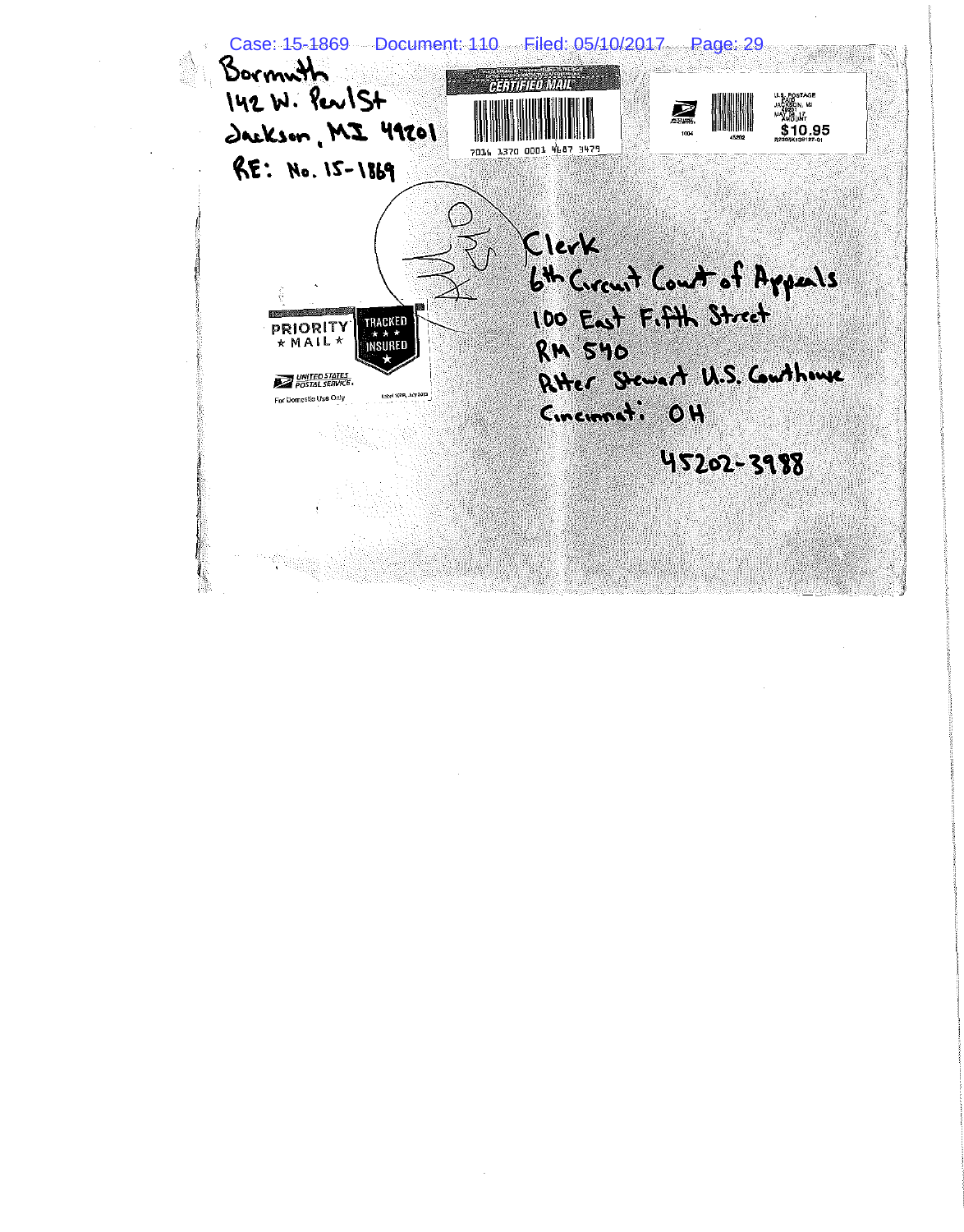Bormuth
142 W. Pearl St
Jackson, MI 49201
RE: No. 15-1869

CERTIFIED MAIL

7016 1370 0001 4687 3479

U.S. POSTAGE PAID
JACKSON, MI
49201
MAY 08, 17
AMOUNT
$10.95
R2305K139127-01

1004

45202

Clerk
6th Circuit Court of Appeals
100 East Fifth Street
RM 540
Potter Stewart U.S. Courthouse
Cincinnati OH

45202-3988

PRIORITY ★ MAIL ★

TRACKED ★★★ INSURED ★

UNITED STATES POSTAL SERVICE.

For Domestic Use Only

Label 107R, July 2013